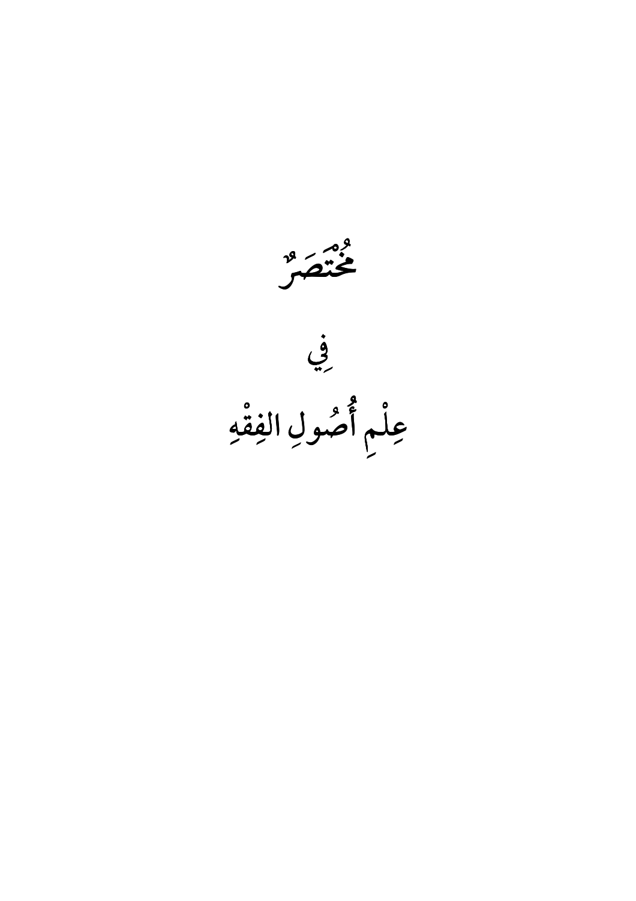# مُخْتَصَرٌ

# فِي

# عِلْمِ أُصُولِ الفِقْهِ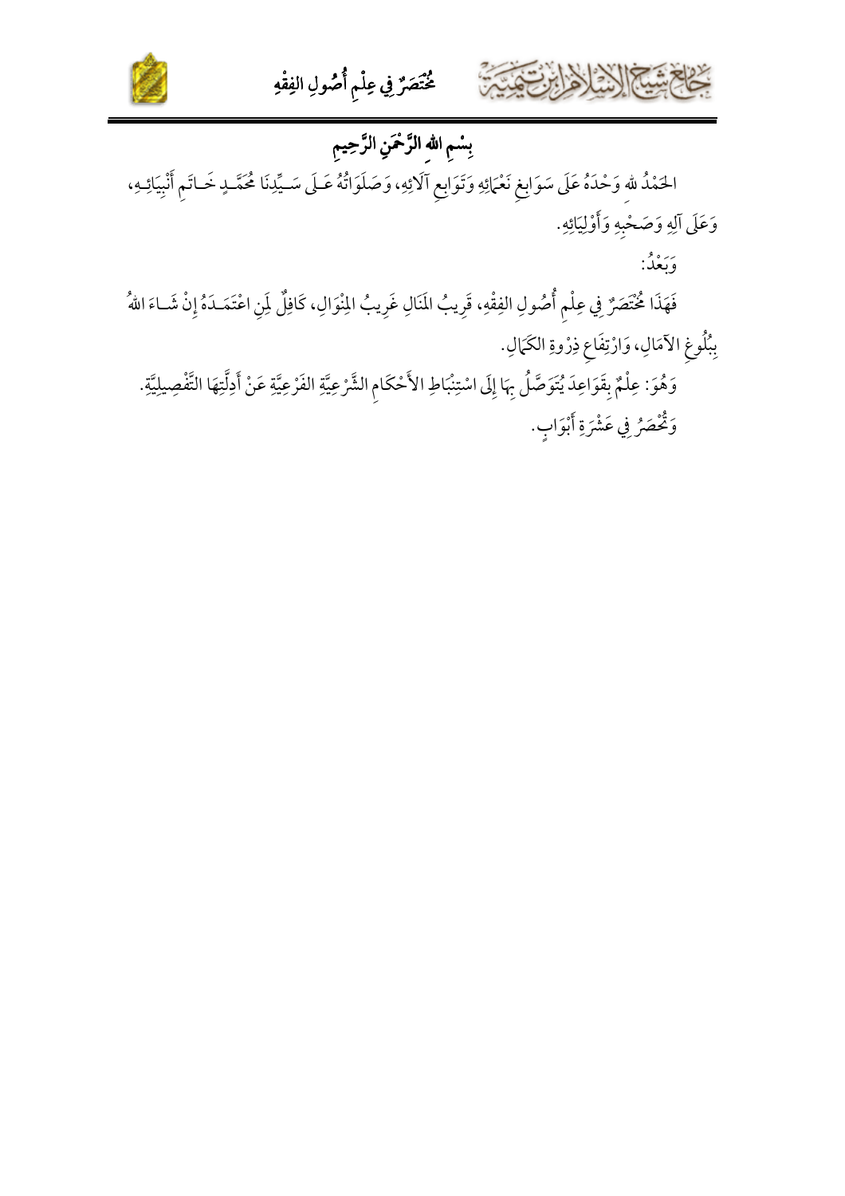بِسْمِ اللهِ الرَّحْمَنِ الرَّحِيمِ

الحَمْدُ للهِ وَحْدَهُ عَلَى سَوَابِغِ نَعْمَائِهِ وَتَوَابِعِ آلَائِهِ، وَصَلَوَاتُهُ عَلَى سَيِّدِنَا مُحَمَّدٍ خَاتَمِ أَنْبِيَائِهِ، وَعَلَى آلِهِ وَصَحْبِهِ وَأَوْلِيَائِهِ.

وَبَعْدُ:

فَهَذَا مُخْتَصَرٌ فِي عِلْمِ أُصُولِ الفِقْهِ، قَرِيبُ المَنَالِ غَرِيبُ المِنْوَالِ، كَافِلٌ لِمَنِ اعْتَمَدَهُ إِنْ شَاءَ اللهُ بِبُلُوغِ الآمَالِ، وَارْتِفَاعِ ذِرْوَةِ الكَمَالِ.

وَهُوَ: عِلْمٌ بِقَوَاعِدَ يُتَوَصَّلُ بِهَا إِلَى اسْتِنْبَاطِ الأَحْكَامِ الشَّرْعِيَّةِ الفَرْعِيَّةِ عَنْ أَدِلَّتِهَا التَّفْصِيلِيَّةِ.

وَتَحْصُرُ فِي عَشْرَةِ أَبْوَابٍ.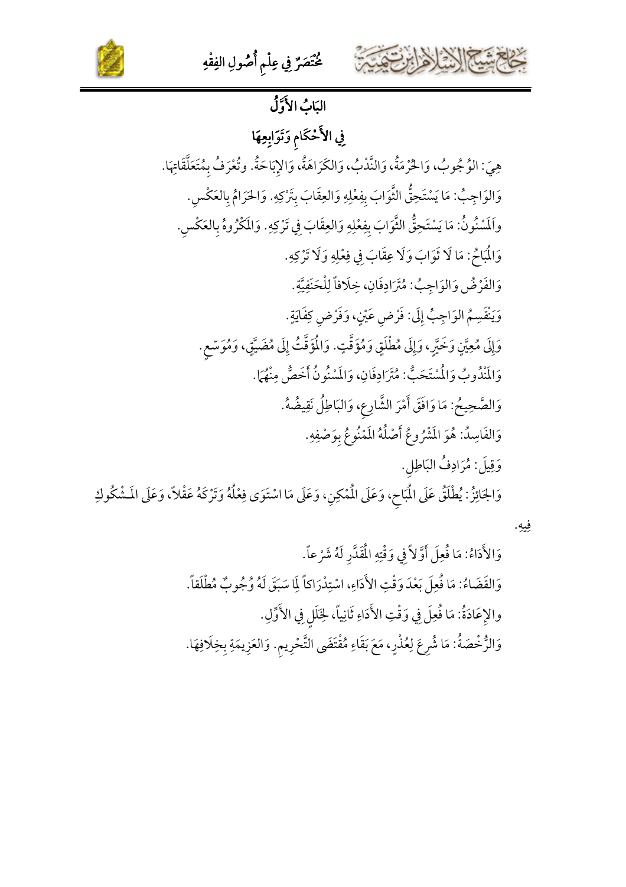## البَابُ الأَوَّلُ

## فِي الأَحْكَامِ وَتَوَابِعِهَا

هِيَ: الوُجُوبُ، وَالحُرْمَةُ، وَالنَّدْبُ، وَالكَرَاهَةُ، وَالإِبَاحَةُ. وتُعْرَفُ بِمُتَعَلَّقَاتِهَا.

وَالوَاجِبُ: مَا يَسْتَحِقُّ الثَّوَابَ بِفِعْلِهِ وَالعِقَابَ بِتَرْكِهِ. وَالحَرَامُ بِالعَكْسِ.

والَمَسْنُونُ: مَا يَسْتَحِقُّ الثَّوَابَ بِفِعْلِهِ وَالعِقَابَ فِي تَرْكِهِ. وَالَمكْرُوهُ بالعَكْسِ.

وَالُمبَاحُ: مَا لَا ثَوَابَ وَلَا عِقَابَ فِي فِعْلِهِ وَلَا تَرْكِهِ.

وَالفَرْضُ وَالوَاجِبُ: مُتَرَادِفَانِ، خِلَافاً لِلْحَنَفِيَّةِ.

وَيَنْقَسِمُ الوَاجِبُ إِلَى: فَرْضِ عَيْنٍ، وَفَرْضِ كِفَايَةٍ.

وَإِلَى مُعيَّنٍ وَخَيَّرٍ، وَإِلَى مُطْلَقٍ وَمُؤَقَّتٍ. وَالُمؤَقَّتُ إِلَى مُضَيَّقٍ، وَمُوَسَّعٍ.

وَالَمنْدُوبُ وَالُمسْتَحَبُّ: مُتَرَادِفَانِ، وَالَمسْنُونُ أَخَصُّ مِنْهُمَا.

وَالصَّحِيحُ: مَا وَافَقَ أَمْرَ الشَّارِعِ، وَالبَاطِلُ نَقِيضُهُ.

وَالفَاسِدُ: هُوَ الَمشْرُوعُ أَصْلُهُ الَممْنُوعُ بِوَصْفِهِ.

وَقِيلَ: مُرَادِفُ البَاطِلِ.

وَالجَائِزُ: يُطْلَقُ عَلَى الُمبَاحِ، وَعَلَى الُممْكِنِ، وَعَلَى مَا اسْتَوَى فِعْلُهُ وَتَرْكَهُ عَقْلاً، وَعَلَى الَمشْكُوكِ فِيهِ.

وَالأَدَاءُ: مَا فُعِلَ أَوَّلاً فِي وَقْتِهِ الُمقَدَّرِ لَهُ شَرْعاً.

وَالقَضَاءُ: مَا فُعِلَ بَعْدَ وَقْتِ الأَدَاءِ، اسْتِدْرَاكاً لِمَا سَبَقَ لَهُ وُجُوبٌ مُطْلَقاً.

والإِعَادَةُ: مَا فُعِلَ فِي وَقْتِ الأَدَاءِ ثَانِياً، لِخَلَلٍ فِي الأَوَّلِ.

وَالرُّخْصَةُ: مَا شُرِعَ لِعُذْرٍ، مَعَ بَقَاءِ مُقْتَضَى التَّحْرِيمِ. وَالعَزِيمَةِ بِخِلَافِهَا.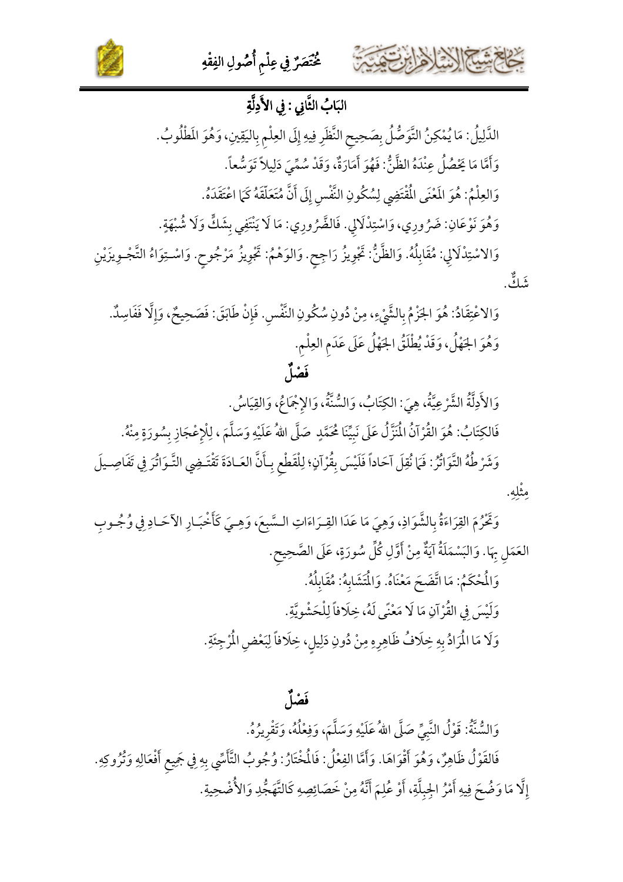## البَابُ الثَّانِي: فِي الأَدِلَّةِ

الدَّلِيلُ: مَا يُمْكِنُ التَّوَصُّلُ بِصَحِيحِ النَّظَرِ فِيهِ إِلَى العِلْمِ بِاليَقِينِ، وَهُوَ المَطْلُوبُ.

وَأَمَّا مَا يَحْصُلُ عِنْدَهُ الظَّنُّ: فَهُوَ أَمَارَةٌ، وَقَدْ سُمِّيَ دَلِيلاً تَوَسُّعاً.

وَالعِلْمُ: هُوَ المَعْنَى المُقْتَضِي لِسُكُونِ النَّفْسِ إِلَى أَنَّ مُتَعَلَّقَهُ كَمَا اعْتَقَدَهُ.

وَهُوَ نَوْعَانِ: ضَرُورِي، وَاسْتِدْلَالِي. فَالضَّرُورِي: مَا لَا يَنْتَفِي بِشَكٍّ وَلَا شُبْهَةٍ.

وَالاسْتِدْلَالِي: مُقَابِلُهُ. وَالظَّنُّ: تَجْوِيزُ رَاجِحٍ. وَالوَهْمُ: تَجْوِيزُ مَرْجُوحٍ. وَاسْتِوَاءُ التَّجْوِيزَيْنِ شَكٌّ.

وَالاعْتِقَادُ: هُوَ الجَزْمُ بِالشَّيْءِ، مِنْ دُونِ سُكُونِ النَّفْسِ. فَإِنْ طَابَقَ: فَصَحِيحٌ، وَإِلَّا فَفَاسِدٌ. وَهُوَ الجَهْلُ، وَقَدْ يُطْلَقُ الجَهْلُ عَلَى عَدَمِ العِلْمِ.

### فَصْلٌ

وَالأَدِلَّةُ الشَّرْعِيَّةُ، هِيَ: الكِتَابُ، وَالسُّنَّةُ، وَالإِجْمَاعُ، وَالقِيَاسُ.

فَالكِتَابُ: هُوَ القُرْآنُ المُنَزَّلُ عَلَى نَبِيِّنَا مُحَمَّدٍ صَلَّى اللهُ عَلَيْهِ وَسَلَّمَ، لِلْإِعْجَازِ بِسُورَةٍ مِنْهُ.

وَشَرْطُهُ التَّوَاتُرُ: فَمَا نُقِلَ آحَاداً فَلَيْسَ بِقُرْآنٍ؛ لِلْقَطْعِ بِأَنَّ العَادَةَ تَقْتَضِي التَّوَاتُرَ فِي تَفَاصِيلَ مِثْلِهِ.

وَتَحْرُمُ القِرَاءَةُ بِالشَّوَاذِ، وَهِيَ مَا عَدَا القِرَاءَاتِ السَّبعَ، وَهِيَ كَأَخْبَارِ الآحَادِ فِي وُجُوبِ العَمَلِ بِهَا. وَالبَسْمَلَةُ آيَةٌ مِنْ أَوَّلِ كُلِّ سُورَةٍ، عَلَى الصَّحِيحِ.

وَالمُحْكَمُ: مَا اتَّضَحَ مَعْنَاهُ. وَالمُتَشَابِهُ: مُقَابِلُهُ.

وَلَيْسَ فِي القُرْآنِ مَا لَا مَعْنًى لَهُ، خِلَافاً لِلْحَشْوِيَّةِ.

وَلَا مَا المُرَادُ بِهِ خِلَافُ ظَاهِرِهِ مِنْ دُونِ دَلِيلٍ، خِلَافاً لِبَعْضِ المُرْجِئَةِ.

### فَصْلٌ

وَالسُّنَّةُ: قَوْلُ النَّبِيِّ صَلَّى اللهُ عَلَيْهِ وَسَلَّمَ، وَفِعْلُهُ، وَتَقْرِيرُهُ.

فَالقَوْلُ ظَاهِرٌ، وَهُوَ أَقْوَاهَا. وَأَمَّا الفِعْلُ: فَالمُخْتَارُ: وُجُوبُ التَّأَسِّي بِهِ فِي جَمِيعِ أَفْعَالِهِ وَتُرُوكِهِ. إِلَّا مَا وَضُحَ فِيهِ أَمْرُ الجِبِلَّةِ، أَوْ عُلِمَ أَنَّهُ مِنْ خَصَائِصِهِ كَالتَّهَجُّدِ وَالأُضْحِيَةِ.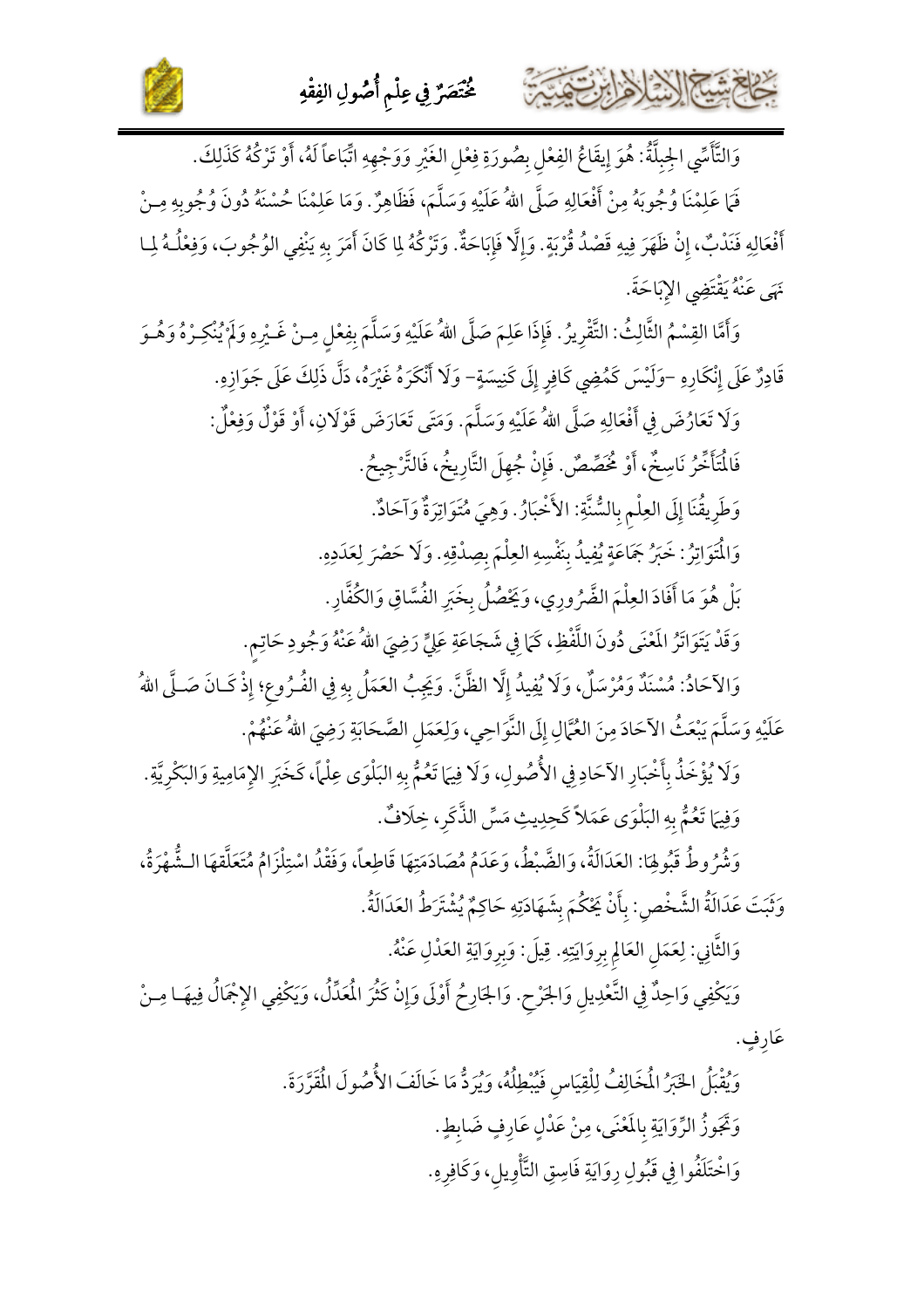وَالتَّأَسِّي الجِبِلِّيُّ: هُوَ إِيقَاعُ الفِعْلِ بِصُورَةِ فِعْلِ الغَيْرِ وَوَجْهِهِ اتِّبَاعاً لَهُ، أَوْ تَرْكُهُ كَذَلِكَ.

فَمَا عَلِمْنَا وُجُوبَهُ مِنْ أَفْعَالِهِ صَلَّى اللهُ عَلَيْهِ وَسَلَّمَ، فَظَاهِرٌ. وَمَا عَلِمْنَا حُسْنَهُ دُونَ وُجُوبِهِ مِنْ أَفْعَالِهِ فَنَدْبٌ، إِنْ ظَهَرَ فِيهِ قَصْدُ قُرْبَةٍ. وَإِلَّا فَإِبَاحَةٌ. وَتَرْكُهُ لِمَا كَانَ أَمَرَ بِهِ يَنْفِي الوُجُوبَ، وَفِعْلُهُ لِمَا نَهَى عَنْهُ يَقْتَضِي الإِبَاحَةَ.

وَأَمَّا القِسْمُ الثَّالِثُ: التَّقْرِيرُ. فَإِذَا عَلِمَ صَلَّى اللهُ عَلَيْهِ وَسَلَّمَ بِفِعْلٍ مِنْ غَيْرِهِ وَلَمْ يُنْكِرْهُ وَهُوَ قَادِرٌ عَلَى إِنْكَارِهِ –وَلَيْسَ كَمُضِيِّ كَافِرٍ إِلَى كَنِيسَةٍ– وَلَا أَنْكَرَهُ غَيْرُهُ، دَلَّ ذَلِكَ عَلَى جَوَازِهِ.

وَلَا تَعَارُضَ فِي أَفْعَالِهِ صَلَّى اللهُ عَلَيْهِ وَسَلَّمَ. وَمَتَى تَعَارَضَ قَوْلَانِ، أَوْ قَوْلٌ وَفِعْلٌ: فَالْمُتَأَخِّرُ نَاسِخٌ، أَوْ مُخَصِّصٌ. فَإِنْ جُهِلَ التَّارِيخُ، فَالتَّرْجِيحُ.

وَطَرِيقُنَا إِلَى العِلْمِ بِالسُّنَّةِ: الأَخْبَارُ. وَهِيَ مُتَوَاتِرَةٌ وَآحَادٌ.

وَالْمُتَوَاتِرُ: خَبَرُ جَمَاعَةٍ يُفِيدُ بِنَفْسِهِ العِلْمَ بِصِدْقِهِ. وَلَا حَصْرَ لِعَدَدِهِ.

بَلْ هُوَ مَا أَفَادَ العِلْمَ الضَّرُورِي، وَيَحْصُلُ بِخَبَرِ الفُسَّاقِ وَالكُفَّارِ.

وَقَدْ يَتَوَاتَرُ المَعْنَى دُونَ اللَّفْظِ، كَمَا فِي شَجَاعَةِ عَلِيٍّ رَضِيَ اللهُ عَنْهُ وَجُودِ حَاتِمٍ.

وَالآحَادُ: مُسْنَدٌ وَمُرْسَلٌ، وَلَا يُفِيدُ إِلَّا الظَّنَّ. وَيَجِبُ العَمَلُ بِهِ فِي الفُرُوعِ؛ إِذْ كَانَ صَلَّى اللهُ عَلَيْهِ وَسَلَّمَ يَبْعَثُ الآحَادَ مِنَ العُمَّالِ إِلَى النَّوَاحِي، وَلِعَمَلِ الصَّحَابَةِ رَضِيَ اللهُ عَنْهُمْ.

وَلَا يُؤْخَذُ بِأَخْبَارِ الآحَادِ فِي الأُصُولِ، وَلَا فِيمَا تَعُمُّ بِهِ البَلْوَى عِلْماً، كَخَبَرِ الإِمَامِيةِ وَالبَكْرِيَّةِ.

وَفِيمَا تَعُمُّ بِهِ البَلْوَى عَمَلاً كَحَدِيثِ مَسِّ الذَّكَرِ، خِلَافٌ.

وَشُرُوطُ قَبُولِهَا: العَدَالَةُ، وَالضَّبْطُ، وَعَدَمُ مُصَادَمَتِهَا قَاطِعاً، وَفَقْدُ اسْتِلْزَامِ مُتَعَلَّقِهَا الشُّهْرَةَ، وَثَبَتَ عَدَالَةُ الشَّخْصِ: بِأَنْ يَحْكُمَ بِشَهَادَتِهِ حَاكِمٌ يُشْتَرَطُ العَدَالَةُ.

وَالثَّانِي: لِعَمَلِ العَالِمِ بِرِوَايَتِهِ. قِيلَ: وَبِرِوَايَةِ العَدْلِ عَنْهُ.

وَيَكْفِي وَاحِدٌ فِي التَّعْدِيلِ وَالجَرْحِ. وَالجَارِحُ أَوْلَى وَإِنْ كَثُرَ الْمُعَدِّلُ، وَيَكْفِي الإِجْمَالُ فِيهَا مِنْ عَارِفٍ.

وَيُقْبَلُ الخَبَرُ الْمُخَالِفُ لِلْقِيَاسِ فَيُبْطِلُهُ، وَيُرَدُّ مَا خَالَفَ الأُصُولَ الْمُقَرَّرَةَ.

وَتَجُوزُ الرِّوَايَةُ بِالْمَعْنَى، مِنْ عَدْلٍ عَارِفٍ ضَابِطٍ.

وَاخْتَلَفُوا فِي قَبُولِ رِوَايَةِ فَاسِقِ التَّأْوِيلِ، وَكَافِرِهِ.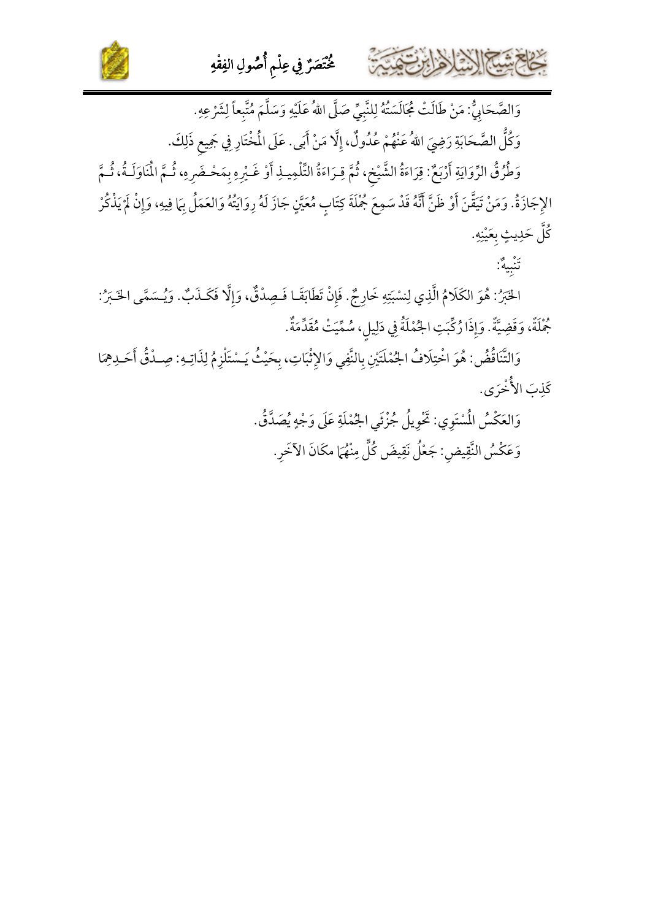وَالصَّحَابِيُّ: مَنْ طَالَتْ مُجَالَسَتُهُ لِلنَّبِيِّ صَلَّى اللهُ عَلَيْهِ وَسَلَّمَ مُتَّبِعاً لِشَرْعِهِ.

وَكُلُّ الصَّحَابَةِ رَضِيَ اللهُ عَنْهُمْ عُدُولٌ، إِلَّا مَنْ أَبَى. عَلَى الْمُخْتَارِ فِي جَمِيعِ ذَلِكَ.

وَطُرُقُ الرِّوَايَةِ أَرْبَعٌ: قِرَاءَةُ الشَّيْخِ، ثُمَّ قِرَاءَةُ التِّلْمِيذِ أَوْ غَيْرِهِ بِمَحْضَرِهِ، ثُمَّ الْمُنَاوَلَةُ، ثُمَّ الإِجَازَةُ. وَمَنْ تَيَقَّنَ أَوْ ظَنَّ أَنَّهُ قَدْ سَمِعَ جُمْلَةَ كِتَابٍ مُعَيَّنٍ جَازَ لَهُ رِوَايَتُهُ وَالعَمَلُ بِمَا فِيهِ، وَإِنْ لَمْ يَذْكُرْ كُلَّ حَدِيثٍ بِعَيْنِهِ.

تَنْبِيهٌ:

الخَبَرُ: هُوَ الكَلَامُ الَّذِي لِنِسْبَتِهِ خَارِجٌ. فَإِنْ تَطَابَقَا فَصِدْقٌ، وَإِلَّا فَكَذِبٌ. وَيُسَمَّى الخَبَرُ: جُمْلَةً، وَقَضِيَّةً. وَإِذَا رُكِّبَتِ الجُمْلَةُ فِي دَلِيلٍ، سُمِّيَتْ مُقَدِّمَةً.

وَالتَّنَاقُضُ: هُوَ اخْتِلَافُ الجُمْلَتَيْنِ بِالنَّفْيِ وَالإِثْبَاتِ، بِحَيْثُ يَسْتَلْزِمُ لِذَاتِهِ: صِدْقُ أَحَدِهِمَا كَذِبَ الأُخْرَى.

وَالعَكْسُ الْمُسْتَوِي: تَحْوِيلُ جُزْئَيِ الجُمْلَةِ عَلَى وَجْهٍ يُصَدَّقُ.

وَعَكْسُ النَّقِيضِ: جَعْلُ نَقِيضَ كُلٍّ مِنْهُمَا مَكَانَ الآخَرِ.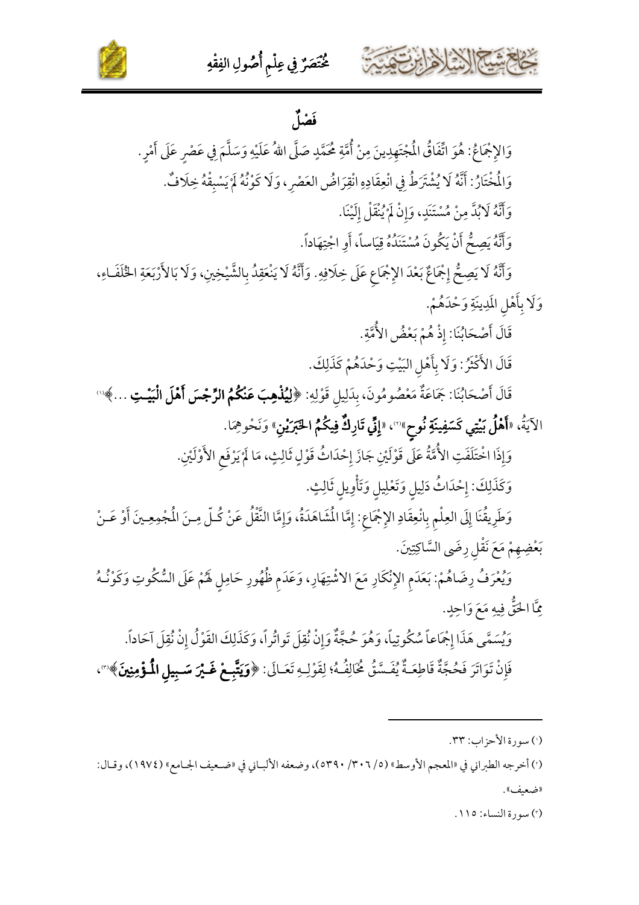## فَصْلٌ

وَالإِجْمَاعُ: هُوَ اتِّفَاقُ الْمُجْتَهِدِينَ مِنْ أُمَّةِ مُحَمَّدٍ صَلَّى اللهُ عَلَيْهِ وَسَلَّمَ فِي عَصْرٍ عَلَى أَمْرٍ.

وَالْمُخْتَارُ: أَنَّهُ لَا يُشْتَرَطُ فِي انْعِقَادِهِ انْقِرَاضُ العَصْرِ، وَلَا كَوْنُهُ لَمْ يَسْبِقْهُ خِلَافٌ.

وَأَنَّهُ لَابُدَّ مِنْ مُسْتَنَدٍ، وَإِنْ لَمْ يُنْقَلْ إِلَيْنَا.

وَأَنَّهُ يَصِحُّ أَنْ يَكُونَ مُسْتَنَدُهُ قِيَاساً، أَوِ اجْتِهَاداً.

وَأَنَّهُ لَا يَصِحُّ إِجْمَاعٌ بَعْدَ الإِجْمَاعِ عَلَى خِلَافِهِ. وَأَنَّهُ لَا يَنْعَقِدُ بِالشَّيْخَيْنِ، وَلَا بِالأَرْبَعَةِ الخُلَفَاءِ، وَلَا بِأَهْلِ المَدِينَةِ وَحْدَهُمْ.

قَالَ أَصْحَابُنَا: إِذْ هُمْ بَعْضُ الأُمَّةِ.

قَالَ الأَكْثَرُ: وَلَا بِأَهْلِ البَيْتِ وَحْدَهُمْ كَذَلِكَ.

قَالَ أَصْحَابُنَا: جَمَاعَةٌ مَعْصُومُونَ، بِدَلِيلِ قَوْلِهِ: ﴿**لِيُذْهِبَ عَنْكُمُ الرِّجْسَ أَهْلَ الْبَيْتِ ...**﴾[1] الآيَةُ، «**أَهْلُ بَيْتِي كَسَفِينَةِ نُوحٍ**»[2]، «**إِنِّي تَارِكٌ فِيكُمُ الثَّقَلَيْنِ**» وَنَحْوِهِمَا.

وَإِذَا اخْتَلَفَتِ الأُمَّةُ عَلَى قَوْلَيْنِ جَازَ إِحْدَاثُ قَوْلٍ ثَالِثٍ، مَا لَمْ يَرْفَعِ الأَوَّلَيْنِ.

وَكَذَلِكَ: إِحْدَاثُ دَلِيلٍ وَتَعْلِيلٍ وَتَأْوِيلٍ ثَالِثٍ.

وَطَرِيقُنَا إِلَى العِلْمِ بِانْعِقَادِ الإِجْمَاعِ: إِمَّا الْمُشَاهَدَةُ، وَإِمَّا النَّقْلُ عَنْ كُلِّ مِنَ الْمُجْمِعِينَ أَوْ عَنْ بَعْضِهِمْ مَعَ نَقْلِ رِضَى السَّاكِتِينَ.

وَيُعْرَفُ رِضَاهُمْ: بِعَدَمِ الإِنْكَارِ مَعَ الاشْتِهَارِ، وَعَدَمِ ظُهُورِ حَامِلٍ لَهُمْ عَلَى السُّكُوتِ وَكَوْنُهُ مِمَّا الحَقُّ فِيهِ مَعَ وَاحِدٍ.

وَيُسَمَّى هَذَا إِجْمَاعاً سُكُوتِياً، وَهُوَ حُجَّةٌ وَإِنْ نُقِلَ تَواتُراً، وَكَذَلِكَ القَوْلُ إِنْ نُقِلَ آحَاداً.

فَإِنْ تَوَاتَرَ فَحُجَّةٌ قَاطِعَةٌ يُفَسَّقُ مُخَالِفُهُ؛ لِقَوْلِهِ تَعَالَى: ﴿**وَيَتَّبِعْ غَيْرَ سَبِيلِ الْمُؤْمِنِينَ**﴾[3]،

---

[1] سورة الأحزاب: ٣٣.

[2] أخرجه الطبراني في «المعجم الأوسط» (٥/ ٣٠٦/ ٥٣٩٠)، وضعفه الألباني في «ضعيف الجامع» (١٩٧٤)، وقال: «ضعيف».

[3] سورة النساء: ١١٥.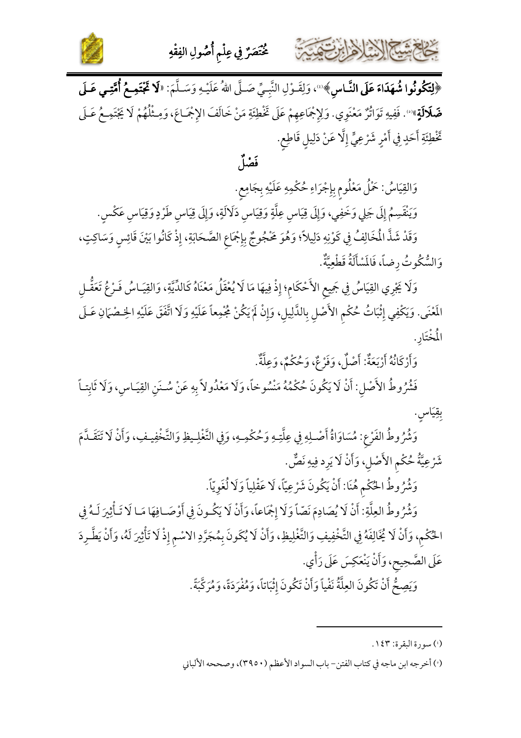﴿**لِتَكُونُوا شُهَدَاءَ عَلَى النَّاسِ**﴾[1]، وَلِقَوْلِ النَّبِيِّ صَلَّى اللهُ عَلَيْهِ وَسَلَّمَ: «**لَا تَجْتَمِعُ أُمَّتِي عَلَى ضَلَالَةٍ**»[2]. فَفِيهِ تَوَاتُرٌ مَعْنَوِي. وَلِإِجْمَاعِهِمْ عَلَى تَخْطِئَةِ مَنْ خَالَفَ الإِجْمَاعَ، وَمِثْلُهُمْ لَا يَجْتَمِعُ عَلَى تَخْطِئَةِ أَحَدٍ فِي أَمْرٍ شَرْعِيٍّ إِلَّا عَنْ دَلِيلٍ قَاطِعٍ.

## فَصْلٌ

وَالقِيَاسُ: حَمْلُ مَعْلُومٍ بِإِجْرَاءِ حُكْمِهِ عَلَيْهِ بِجَامِعٍ.

وَيَنْقَسِمُ إِلَى جَلِي وَخَفِي، وَإِلَى قِيَاسِ عِلَّةٍ وَقِيَاسِ دَلَالَةٍ، وَإِلَى قِيَاسِ طَرْدٍ وَقِيَاسِ عَكْسٍ.

وَقَدْ شَذَّ المُخَالِفُ فِي كَوْنِهِ دَلِيلاً؛ وَهُوَ مَحْجُوجٌ بِإِجْمَاعِ الصَّحَابَةِ، إِذْ كَانُوا بَيْنَ قَائِسٍ وَسَاكِتٍ، وَالسُّكُوتُ رِضاً، فَالمَسْأَلَةُ قَطْعِيَّةٌ.

وَلَا يَجْرِي القِيَاسُ فِي جَمِيعِ الأَحْكَامِ؛ إِذْ فِيهَا مَا لَا يُعْقَلُ مَعْنَاهُ كَالدِّيَةِ، وَالقِيَاسُ فَرْعُ تَعَقُّلِ المَعْنَى. وَيَكْفِي إِثْبَاتُ حُكْمِ الأَصْلِ بِالدَّلِيلِ، وَإِنْ لَمْ يَكُنْ مُجْمِعاً عَلَيْهِ وَلَا اتَّفَقَ عَلَيْهِ الخِصْمَانِ عَلَى المُخْتَارِ.

وَأَرْكَانُهُ أَرْبَعَةٌ: أَصْلٌ، وَفَرْعٌ، وَحُكْمٌ، وَعِلَّةٌ.

فَشُرُوطُ الأَصْلِ: أَنْ لَا يَكُونَ حُكْمُهُ مَنْسُوخاً، وَلَا مَعْدُولاً بِهِ عَنْ سُنَنِ القِيَاسِ، وَلَا ثَابِتاً بِقِيَاسٍ.

وَشُرُوطُ الفَرْعِ: مُسَاوَاةُ أَصْلِهِ فِي عِلَّتِهِ وَحُكْمِهِ، وَفِي التَّغْلِيظِ وَالتَّخْفِيفِ، وَأَنْ لَا تَتَقَدَّمَ شَرْعِيَّةُ حُكْمِ الأَصْلِ، وَأَنْ لَا يَرِد فِيهِ نَصٌّ.

وَشُرُوطُ الحُكْمِ هُنَا: أَنْ يَكُونَ شَرْعِيّاً، لَا عَقْلِياً وَلَا لُغَوِيّاً.

وَشُرُوطُ العِلَّةِ: أَنْ لَا يُصَادِمَ نَصّاً وَلَا إِجْمَاعاً، وَأَنْ لَا يَكُونَ فِي أَوْصَافِهَا مَا لَا تَأْثِيرَ لَهُ فِي الحُكْمِ، وَأَنْ لَا يُخَالِفَهُ فِي التَّخْفِيفِ وَالتَّغْلِيظِ، وَأَنْ لَا يَكُونَ بِمُجَرَّدِ الاسْمِ إِذْ لَا تَأْثِيرَ لَهُ، وَأَنْ يَطَّرِدَ عَلَى الصَّحِيحِ، وَأَنْ يَنْعَكِسَ عَلَى رَأْيٍ.

وَيَصِحُّ أَنْ تَكُونَ العِلَّةُ نَفْياً وَأَنْ تَكُونَ إِثْبَاتاً، وَمُفْرَدَةً، وَمُرَكَّبَةً.

---

[1] سورة البقرة: ١٤٣.

[2] أخرجه ابن ماجه في كتاب الفتن- باب السواد الأعظم (٣٩٥٠)، وصححه الألباني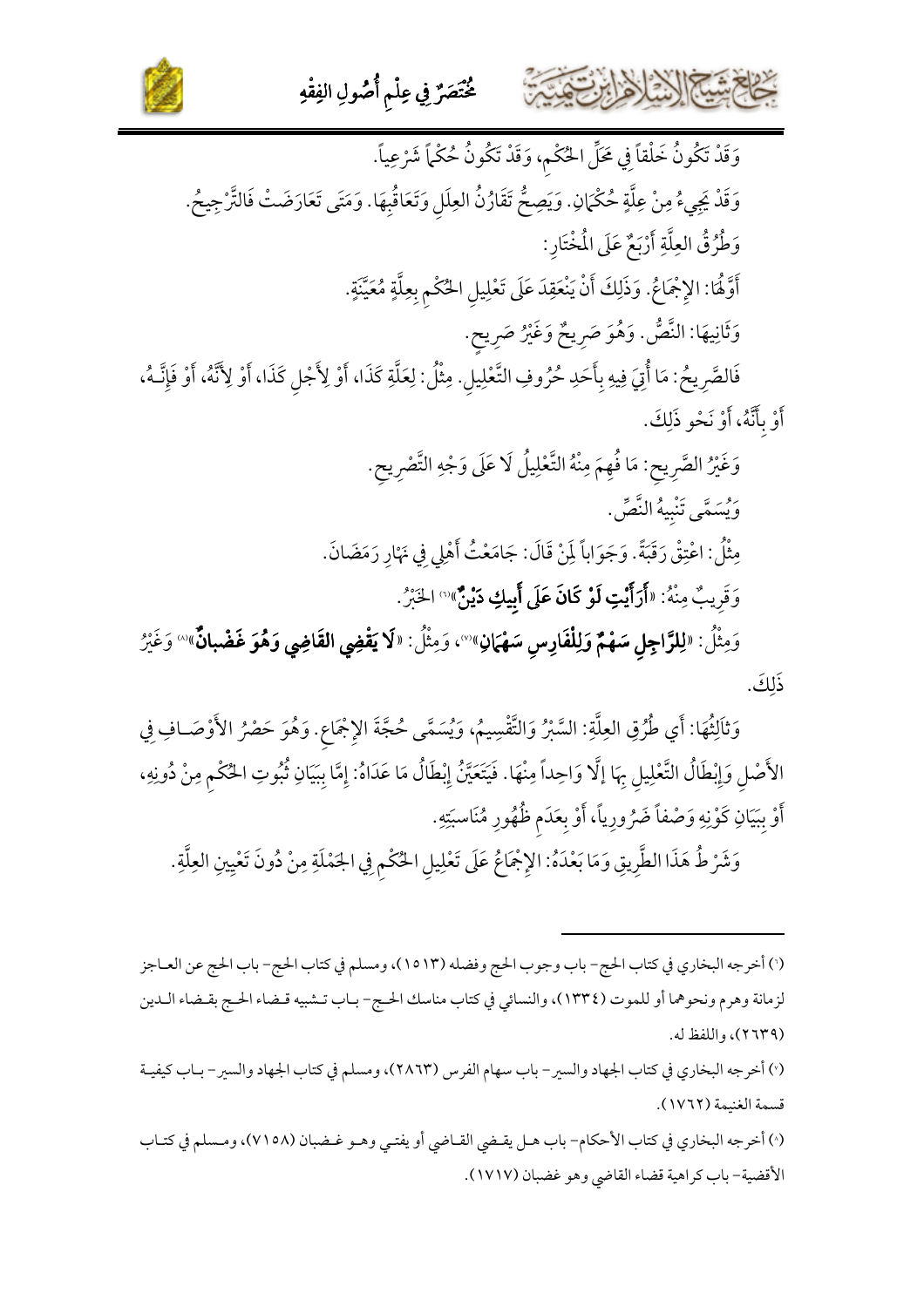وَقَدْ تَكُونُ خَلْقاً فِي مَحَلِّ الحُكْمِ، وَقَدْ تَكُونُ حُكْماً شَرْعِياً.

وَقَدْ يَجِيءُ مِنْ عِلَّةٍ حُكْمَانِ. وَيَصِحُّ تَقَارُنُ العِلَلِ وَتَعَاقُبِهَا. وَمَتَى تَعَارَضَتْ فَالتَّرْجِيحُ.

وَطُرُقُ العِلَّةِ أَرْبَعٌ عَلَى الْمُخْتَارِ:

أَوَّلُهَا: الإِجْمَاعُ. وَذَلِكَ أَنْ يَنْعَقِدَ عَلَى تَعْلِيلِ الحُكْمِ بِعِلَّةٍ مُعَيَّنَةٍ.

وَثَانِيهَا: النَّصُّ. وَهُوَ صَرِيحٌ وَغَيْرُ صَرِيحٍ.

فَالصَّرِيحُ: مَا أُتِيَ فِيهِ بِأَحَدِ حُرُوفِ التَّعْلِيلِ. مِثْلُ: لِعَلَّةِ كَذَا، أَوْ لِأَجْلِ كَذَا، أَوْ لِأَنَّهُ، أَوْ فَإِنَّهُ، أَوْ بِأَنَّهُ، أَوْ نَحْوِ ذَلِكَ.

وَغَيْرُ الصَّرِيحِ: مَا فُهِمَ مِنْهُ التَّعْلِيلُ لَا عَلَى وَجْهِ التَّصْرِيحِ.

وَيُسَمَّى تَنْبِيهُ النَّصِّ.

مِثْلُ: اعْتِقْ رَقَبَةً. وَجَوَاباً لِمَنْ قَالَ: جَامَعْتُ أَهْلِي فِي نَهَارِ رَمَضَانَ.

وَقَرِيبٌ مِنْهُ: «**أَرَأَيْتِ لَوْ كَانَ عَلَى أَبِيكِ دَيْنٌ**»[1] الخَبَرُ.

وَمِثْلُ: «**لِلرَّاجِلِ سَهْمٌ وَلِلْفَارِسِ سَهْمَانِ**»[2]، وَمِثْلُ: «**لَا يَقْضِي القَاضِي وَهُوَ غَضْبانٌ**»[3] وَغَيْرُ ذَلِكَ.

وَثَالِثُهَا: أَي طُرُقِ العِلَّةِ: السَّبْرُ وَالتَّقْسِيمُ، وَيُسَمَّى حُجَّةَ الإِجْمَاعِ. وَهُوَ حَصْرُ الأَوْصَافِ فِي الأَصْلِ وَإِبْطَالُ التَّعْلِيلِ بِهَا إِلَّا وَاحِداً مِنْهَا. فَيَتَعَيَّنُ إِبْطَالُ مَا عَدَاهُ: إِمَّا بِبَيَانِ ثُبُوتِ الحُكْمِ مِنْ دُونِهِ، أَوْ بِبَيَانِ كَوْنِهِ وَصْفاً ضَرُورِياً، أَوْ بِعَدَمِ ظُهُورِ مُنَاسبَتِهِ.

وَشَرْطُ هَذَا الطَّرِيقِ وَمَا بَعْدَهُ: الإِجْمَاعُ عَلَى تَعْلِيلِ الحُكْمِ فِي الجَمْلَةِ مِنْ دُونَ تَعْيِينِ العِلَّةِ.

---

[1] أخرجه البخاري في كتاب الحج- باب وجوب الحج وفضله (١٥١٣)، ومسلم في كتاب الحج- باب الحج عن العاجز لزمانة وهرم ونحوهما أو للموت (١٣٣٤)، والنسائي في كتاب مناسك الحج- باب تشبيه قضاء الحج بقضاء الدين (٢٦٣٩)، واللفظ له.

[2] أخرجه البخاري في كتاب الجهاد والسير- باب سهام الفرس (٢٨٦٣)، ومسلم في كتاب الجهاد والسير- باب كيفية قسمة الغنيمة (١٧٦٢).

[3] أخرجه البخاري في كتاب الأحكام- باب هل يقضي القاضي أو يفتي وهو غضبان (٧١٥٨)، ومسلم في كتاب الأقضية- باب كراهية قضاء القاضي وهو غضبان (١٧١٧).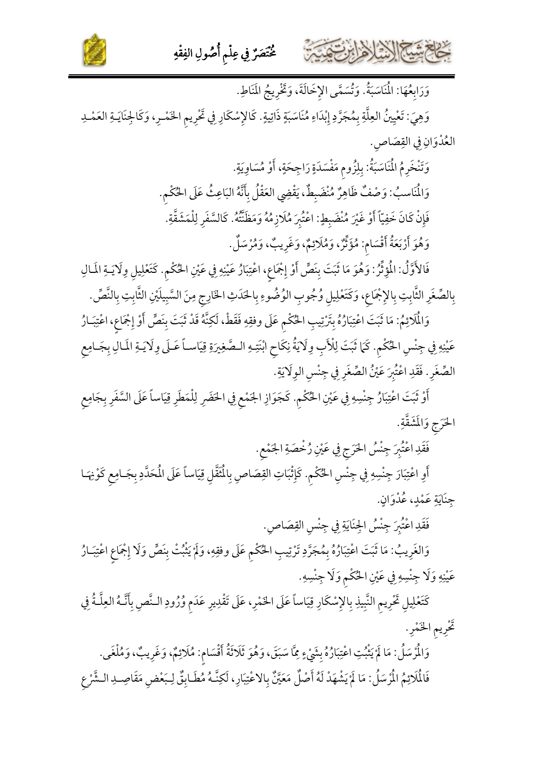وَرَابِعُهَا: الْمُنَاسَبَةُ. وَتُسَمَّى الإِخَالَةَ، وَتَخْرِيجُ المَنَاطِ.

وَهِيَ: تَعْيِينُ العِلَّةِ بِمُجَرَّدِ إِبْدَاءِ مُنَاسَبَةٍ ذَاتِيةٍ. كَالإِسْكَارِ فِي تَحْرِيمِ الخَمْرِ، وَكَالجِنَايَةِ العَمْدِ العُدْوَانِ فِي القِصَاصِ.

وَتَنْخَرِمُ الْمُنَاسَبَةُ: بِلِزُومِ مَفْسَدَةٍ رَاجِحَةٍ، أَوْ مُسَاوِيَةٍ.

وَالْمُنَاسِبُ: وَصْفٌ ظَاهِرٌ مُنْضَبِطٌ، يَقْضِي العَقْلُ بِأَنَّهُ البَاعِثُ عَلَى الحُكْمِ.

فَإِنْ كَانَ خَفِيّاً أَوْ غَيْرَ مُنْضَبِطٍ: اعْتُبِرَ مُلَازِمُهُ وَمَظَنَّتُهُ. كَالسَّفَرِ لِلْمَشَقَّةِ.

وَهُوَ أَرْبَعَةُ أَقْسَامٍ: مُؤَثِّرٌ، وَمُلَائِمٌ، وَغَرِيبٌ، وَمُرْسَلٌ.

فَالأَوَّلُ: الْمُؤَثِّرُ: وَهُوَ مَا ثَبَتَ بِنَصٍّ أَوْ إِجْمَاعٍ، اعْتِبَارُ عَيْنِهِ فِي عَيْنِ الحُكْمِ. كَتَعْلِيلِ وِلَايَةِ المَالِ بِالصِّغَرِ الثَّابِتِ بِالإِجْمَاعِ، وَكَتَعْلِيلِ وُجُوبِ الوُضُوءِ بِالحَدَثِ الخَارِجِ مِنَ السَّبِيلَيْنِ الثَّابِتِ بِالنَّصِّ.

وَالْمُلَائِمُ: مَا ثَبَتَ اعْتِبَارُهُ بِتَرْتِيبِ الحُكْمِ عَلَى وِفقِهِ فَقَطْ، لَكِنَّهُ قَدْ ثَبَتَ بِنَصٍّ أَوْ إِجْمَاعٍ، اعْتِبَارُ عَيْنِهِ فِي جِنْسِ الحُكْمِ. كَمَا ثَبَتَ لِلْأَبِ وِلَايَةُ نِكَاحِ ابْنَتِهِ الصَّغِيرَةِ قِيَاساً عَلَى وِلَايَةِ المَالِ بِجَامِعِ الصِّغَرِ. فَقَدِ اعْتُبِرَ عَيْنُ الصِّغَرِ فِي جِنْسِ الوِلَايَةِ.

أَوْ ثَبَتَ اعْتِبَارُ جِنْسِهِ فِي عَيْنِ الحُكْمِ. كَجَوَازِ الجَمْعِ فِي الحَضَرِ لِلْمَطَرِ قِيَاساً عَلَى السَّفَرِ بِجَامِعِ الحَرَجِ وَالمَشَقَّةِ.

فَقَدِ اعْتُبِرَ جِنْسُ الحَرَجِ فِي عَيْنِ رُخْصَةِ الجَمْعِ.

أَوِ اعْتِبَارَ جِنْسِهِ فِي جِنْسِ الحُكْمِ. كَإِثْبَاتِ القِصَاصِ بِالْمُثَقَّلِ قِيَاساً عَلَى الْمُحَدَّدِ بِجَامِعِ كَوْنِهَا جِنَايَةِ عَمْدٍ، عُدْوَانٍ.

فَقَدِ اعْتُبِرَ جِنْسُ الجِنَايَةِ فِي جِنْسِ القِصَاصِ.

وَالغَرِيبُ: مَا ثَبَتَ اعْتِبَارُهُ بِمُجَرَّدِ تَرْتِيبِ الحُكْمِ عَلَى وِفقِهِ، وَلَمْ يَثْبُتْ بِنَصٍّ وَلَا إِجْمَاعٍ اعْتِبَارُ عَيْنِهِ وَلَا جِنْسِهِ فِي عَيْنِ الحُكْمِ وَلَا جِنْسِهِ.

كَتَعْلِيلِ تَحْرِيمِ النَّبِيذِ بِالإِسْكَارِ قِيَاساً عَلَى الخَمْرِ، عَلَى تَقْدِيرِ عَدَمِ وُرُودِ النَّصِّ بِأَنَّهُ العِلَّةُ فِي تَحْرِيمِ الخَمْرِ.

وَالْمُرْسَلُ: مَا لَمْ يَثْبُتِ اعْتِبَارُهُ بِشَيْءٍ مِمَّا سَبَقَ، وَهُوَ ثَلَاثَةُ أَقْسَامٍ: مُلَائِمٌ، وَغَرِيبٌ، وَمُلْغًى.

فَالْمُلَائِمُ الْمُرْسَلُ: مَا لَمْ يَشْهَدْ لَهُ أَصْلٌ مَعَيَّنٌ بِالاعْتِبَارِ، لَكِنَّهُ مُطَابِقٌ لِبَعْضِ مَقَاصِدِ الشَّرْعِ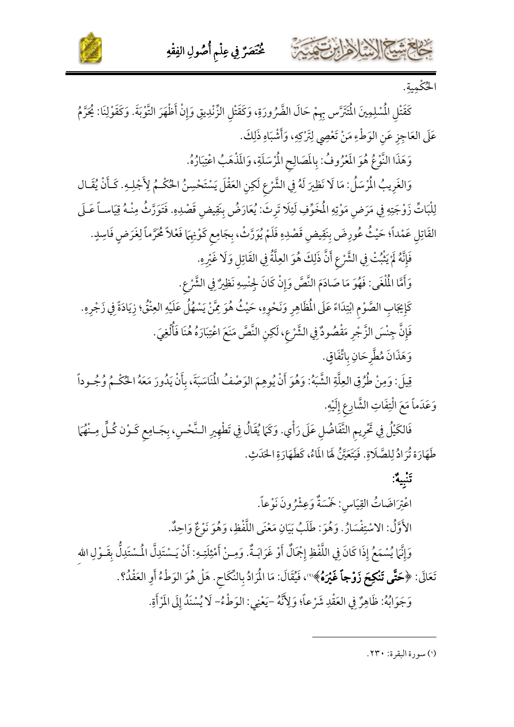الحُكْمِيةِ.

كَقَتْلِ الْمُسْلِمِينَ الْمُتَتَرَّس بِهِمْ حَالَ الضَّرُورَةِ، وَكَقَتْلِ الزِّنْدِيقِ وَإِنْ أَظْهَرَ التَّوْبَةَ. وَكَقَوْلِنَا: يُحَرَّمُ عَلَى العَاجِزِ عَنِ الوَطْءِ مَنْ تَعْصِي لِتَرْكِهِ، وَأَشْبَاهِ ذَلِكَ.

وَهَذَا النَّوْعُ هُوَ المَعْرُوفُ: بِالمَصَالِحِ الْمُرْسَلَةِ، وَالمَذْهَبُ اعْتِبَارُهُ.

وَالغَرِيبُ الْمُرْسَلُ: مَا لَا نَظِيرَ لَهُ فِي الشَّرْعِ لَكِنِ العَقْلَ يَسْتَحْسِنُ الحُكْمَ لِأَجْلِهِ. كَأَنْ يُقَالَ لِلْبَاتِّ زَوْجَتِهِ فِي مَرَضِ مَوْتِهِ الْمُخَوِّفِ لِئَلَا تَرِثَ: يُعَارَضُ بِنَقِيضِ قَصْدِهِ. فَتَوَرَّثُ مِنْهُ قِيَاساً عَلَى القَاتِلِ عَمْداً؛ حَيْثُ عُورِضَ بِنَقِيضِ قَصْدِهِ فَلَمْ يُوَرَّثْ، بِجَامِعِ كَوْنِهِمَا فَعْلاً مُحَرَّماً لِغَرَضٍ فَاسِدٍ.

فَإِنَّهُ لَمْ يَثْبُتْ فِي الشَّرْعِ أَنَّ ذَلِكَ هُوَ العِلَّةُ فِي القَاتِلِ وَلَا غَيْرِهِ.

وَأَمَّا الْمُلْغَى: فَهُوَ مَا صَادَمَ النَّصَّ وَإِنْ كَانَ لِجِنْسِهِ نَظِيرٌ فِي الشَّرْعِ.

كَإِيجَابِ الصَّوْمِ ابْتِدَاءً عَلَى الْمُظَاهِرِ وَنَحْوِهِ، حَيْثُ هُوَ مِمَّنْ يَسْهُلُ عَلَيْهِ العِتْقُ؛ زِيَادَةً فِي زَجْرِهِ.

فَإِنَّ جِنْسَ الزَّجْرِ مَقْصُودٌ فِي الشَّرْعِ، لَكِنِ النَّصَّ مَنَعَ اعْتِبَارَهُ هُنَا فَأُلْغِيَ.

وَهَذَانَ مُطَّرَحَانِ بِاتِّفَاقٍ.

قِيلَ: وَمِنْ طُرُقِ العِلَّةِ الشَّبَهُ: وَهُوَ أَنْ يُوهِمَ الوَصْفُ الْمُنَاسَبَةَ، بِأَنْ يَدُورَ مَعَهُ الحُكْمُ وُجُوداً وَعَدَماً مَعَ الْتِفَاتِ الشَّارِعِ إِلَيْهِ.

فَالكَيْلُ فِي تَحْرِيمِ التَّفَاضُلِ عَلَى رَأْيٍ. وَكَمَا يُقَالُ فِي تَطْهِيرِ النَّجْسِ، بِجَامِعِ كَوْنِ كُلٍّ مِنْهُمَا طَهَارَةً تُرَادُ لِلصَّلَاةِ. فَيَتَعَيَّنُ لَهَا المَاءُ، كَطَهَارَةِ الحَدَثِ.

### تَنْبِيهٌ:

اعْتِرَاضَاتُ القِيَاسِ: خَمْسَةٌ وَعِشْرُونَ نَوْعاً.

الأَوَّلُ: الاسْتِفْسَارُ. وَهُوَ: طَلَبُ بَيَانِ مَعْنَى اللَّفْظِ، وَهُوَ نَوْعٌ وَاحِدٌ.

وَإِنَّمَا يُسْمَعُ إِذَا كَانَ فِي اللَّفْظِ إِجْمَالٌ أَوْ غَرَابَةٌ. وَمِنْ أَمْثِلَتِهِ: أَنْ يَسْتَدِلَّ الْمُسْتَدِلُّ بِقَوْلِ اللهِ تَعَالَى: ﴿**حَتَّى تَنْكِحَ زَوْجاً غَيْرَهُ**﴾[1]، فَيُقَالَ: مَا الْمُرَادُ بِالنِّكَاحِ. هَلْ هُوَ الوَطْءُ أَوِ العَقْدُ؟.

وَجَوَابُهُ: ظَاهِرٌ فِي العَقْدِ شَرْعاً؛ وَلِأَنَّهُ -يَعْنِي: الوَطْءُ- لَا يُسْنَدُ إِلَى الْمَرْأَةِ.

---

[1] سورة البقرة: ٢٣٠.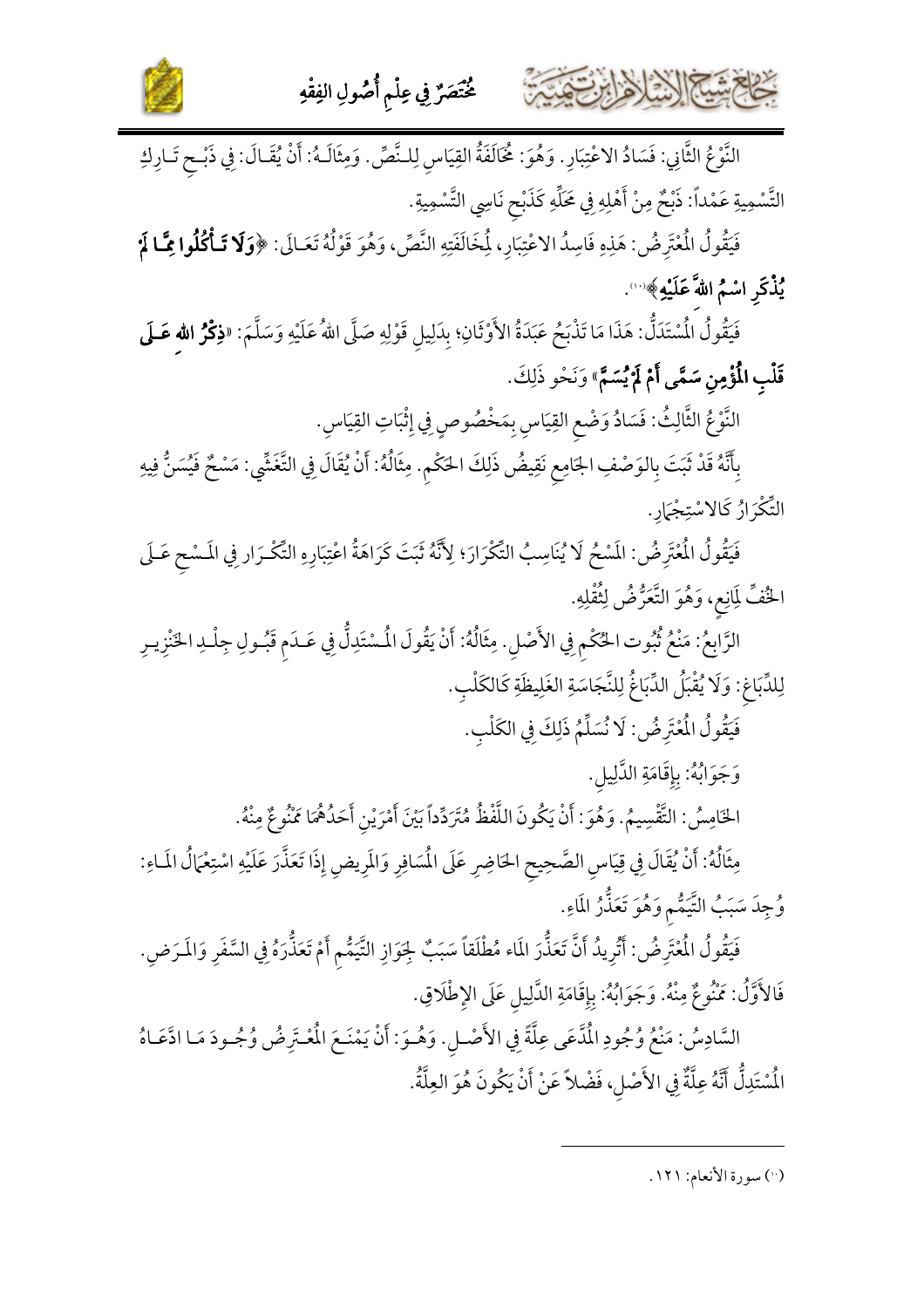النَّوْعُ الثَّانِي: فَسَادُ الاعْتِبَارِ. وَهُوَ: مُخَالَفَةُ القِيَاسِ لِلنَّصِّ. وَمِثَالُهُ: أَنْ يُقَالَ: فِي ذَبْحِ تَارِكِ التَّسْمِيةِ عَمْداً: ذَبْحٌ مِنْ أَهْلِهِ فِي مَحَلِّهِ كَذَبْحِ نَاسِي التَّسْمِيةِ.

فَيَقُولُ المُعْتَرِضُ: هَذِهِ فَاسِدُ الاعْتِبَارِ، لِمُخَالَفَتِهِ النَّصِّ، وَهُوَ قَوْلُهُ تَعَالَى: ﴿**وَلَا تَأْكُلُوا مِمَّا لَمْ يُذْكَرِ اسْمُ اللهِ عَلَيْهِ**﴾[10].

فَيَقُولُ المُسْتَدِلُّ: هَذَا مَا تَذْبَحُ عَبَدَةُ الأَوْثَانِ؛ بِدَلِيلِ قَوْلِهِ صَلَّى اللهُ عَلَيْهِ وَسَلَّمَ: «**ذِكْرُ اللهِ عَلَى قَلْبِ المُؤْمِنِ سَمَّى أَمْ لَمْ يُسَمِّ**» وَنَحْوِ ذَلِكَ.

النَّوْعُ الثَّالِثُ: فَسَادُ وَضْعِ القِيَاسِ بِمَخْصُوصٍ فِي إِثْبَاتِ القِيَاسِ.

بِأَنَّهُ قَدْ ثَبَتَ بِالوَصْفِ الجَامِعِ نَقِيضُ ذَلِكَ الحُكْمِ. مِثَالُهُ: أَنْ يُقَالَ فِي التَّغَشِّي: مَسْحٌ فَيُسَنُّ فِيهِ التِّكْرَارُ كَالاسْتِجْمَارِ.

فَيَقُولُ المُعْتَرِضُ: المَسْحُ لَا يُنَاسِبُ التِّكْرَارَ؛ لِأَنَّهُ ثَبَتَ كَرَاهَةُ اعْتِبَارِهِ التِّكْرَارِ فِي المَسْحِ عَلَى الخُفِّ لِمَانِعٍ، وَهُوَ التَّعَرُّضُ لِتُقْلِهِ.

الرَّابِعُ: مَنْعُ ثُبُوتِ الحُكْمِ فِي الأَصْلِ. مِثَالُهُ: أَنْ يَقُولَ المُسْتَدِلُّ فِي عَدَمِ قَبُولِ جِلْدِ الخِنْزِيرِ لِلدِّبَاغِ: وَلَا يُقْبَلُ الدِّبَاغُ لِلنَّجَاسَةِ الغَلِيظَةِ كَالكَلْبِ.

فَيَقُولُ المُعْتَرِضُ: لَا نُسَلِّمُ ذَلِكَ فِي الكَلْبِ.

وَجَوَابُهُ: بِإِقَامَةِ الدَّلِيلِ.

الخَامِسُ: التَّقْسِيمُ. وَهُوَ: أَنْ يَكُونَ اللَّفْظُ مُتَرَدِّداً بَيْنَ أَمْرَيْنِ أَحَدُهُمَا مَمْنُوعٌ مِنْهُ.

مِثَالُهُ: أَنْ يُقَالَ فِي قِيَاسِ الصَّحِيحِ الحَاضِرِ عَلَى المُسَافِرِ وَالمَرِيضِ إِذَا تَعَذَّرَ عَلَيْهِ اسْتِعْمَالُ المَاءِ: وُجِدَ سَبَبُ التَّيَمُّمِ وَهُوَ تَعَذُّرُ المَاءِ.

فَيَقُولُ المُعْتَرِضُ: أَتُرِيدُ أَنَّ تَعَذُّرَ المَاءِ مُطْلَقاً سَبَبٌ لِجَوَازِ التَّيَمُّمِ أَمْ تَعَذُّرَهُ فِي السَّفَرِ وَالمَرَضِ.

فَالأَوَّلُ: مَمْنُوعٌ مِنْهُ. وَجَوَابُهُ: بِإِقَامَةِ الدَّلِيلِ عَلَى الإِطْلَاقِ.

السَّادِسُ: مَنْعُ وُجُودِ المُدَّعَى عِلَّةً فِي الأَصْلِ. وَهُوَ: أَنْ يَمْنَعَ المُعْتَرِضُ وُجُودَ مَا ادَّعَاهُ المُسْتَدِلُّ أَنَّهُ عِلَّةٌ فِي الأَصْلِ، فَضْلاً عَنْ أَنْ يَكُونَ هُوَ العِلَّةُ.

---

[10] سورة الأنعام: ١٢١.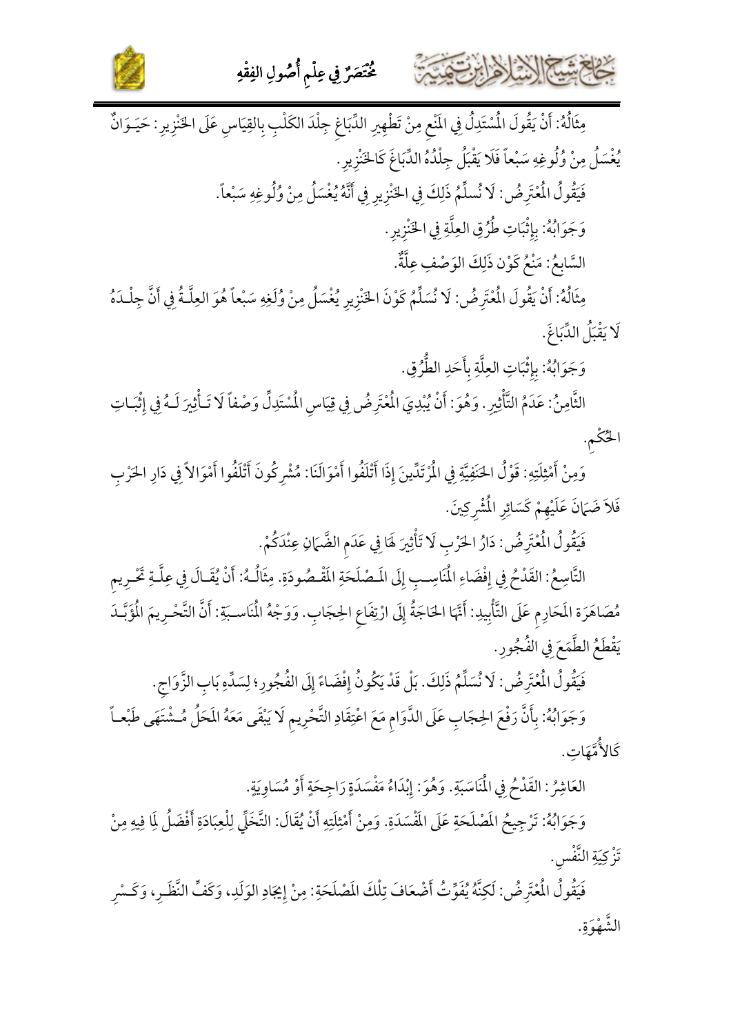مِثَالُهُ: أَنْ يَقُولَ الْمُسْتَدِلُّ فِي الْمَنْعِ مِنْ تَطْهِيرِ الدِّبَاغِ جِلْدَ الكَلْبِ بِالقِيَاسِ عَلَى الخِنْزِيرِ: حَيَوَانٌ يُغْسَلُ مِنْ وُلُوغِهِ سَبْعاً فَلَا يَقْبَلُ جِلْدُهُ الدِّبَاغَ كَالخِنْزِيرِ.

فَيَقُولُ الْمُعْتَرِضُ: لَا نُسَلِّمُ ذَلِكَ فِي الخِنْزِيرِ فِي أَنَّهُ يُغْسَلُ مِنْ وُلُوغِهِ سَبْعاً.

وَجَوَابُهُ: بِإِثْبَاتِ طُرُقِ العِلَّةِ فِي الخِنْزِيرِ.

السَّابِعُ: مَنْعُ كَوْنِ ذَلِكَ الوَصْفِ عِلَّةً.

مِثَالُهُ: أَنْ يَقُولَ الْمُعْتَرِضُ: لَا نُسَلِّمُ كَوْنَ الخِنْزِيرِ يُغْسَلُ مِنْ وُلَغِهِ سَبْعاً هُوَ العِلَّةُ فِي أَنَّ جِلْدَهُ لَا يَقْبَلُ الدِّبَاغَ.

وَجَوَابُهُ: بِإِثْبَاتِ العِلَّةِ بِأَحَدِ الطُّرُقِ.

الثَّامِنُ: عَدَمُ التَّأْثِيرِ. وَهُوَ: أَنْ يُبْدِيَ الْمُعْتَرِضُ فِي قِيَاسِ الْمُسْتَدِلِّ وَصْفاً لَا تَأْثِيرَ لَهُ فِي إِثْبَاتِ الحُكْمِ.

وَمِنْ أَمْثِلَتِهِ: قَوْلُ الحَنَفِيَّةِ فِي الْمُرْتَدِّينَ إِذَا أَتْلَفُوا أَمْوَالَنَا: مُشْرِكُونَ أَتْلَفُوا أَمْوَالاً فِي دَارِ الحَرْبِ فَلاَ ضَمَانَ عَلَيْهِمْ كَسَائِرِ الْمُشْرِكِينَ.

فَيَقُولُ الْمُعْتَرِضُ: دَارُ الحَرْبِ لَا تَأْثِيرَ لَهَا فِي عَدَمِ الضَّمَانِ عِنْدَكُمْ.

التَّاسِعُ: القَدْحُ فِي إِفْضَاءِ الْمُنَاسِبِ إِلَى المَصْلَحَةِ المَقْصُودَةِ. مِثَالُهُ: أَنْ يُقَالَ فِي عِلَّةِ تَحْرِيمِ مُصَاهَرَةِ المَحَارِمِ عَلَى التَّأْبِيدِ: أَنَّهَا الحَاجَةُ إِلَى ارْتِفَاعِ الحِجَابِ. وَوَجْهُ الْمُنَاسَبَةِ: أَنَّ التَّحْرِيمَ الْمُؤَبَّدَ يَقْطَعُ الطَّمَعَ فِي الفُجُورِ.

فَيَقُولُ الْمُعْتَرِضُ: لَا نُسَلِّمُ ذَلِكَ. بَلْ قَدْ يَكُونُ إِفْضَاءً إِلَى الفُجُورِ؛ لِسَدِّهِ بَابِ الزَّوَاجِ.

وَجَوَابُهُ: بِأَنَّ رَفْعَ الحِجَابِ عَلَى الدَّوَامِ مَعَ اعْتِقَادِ التَّحْرِيمِ لَا يَبْقَى مَعَهُ المَحَلُ مُشْتَهًى طَبْعاً كَالأُمَّهَاتِ.

العَاشِرُ: القَدْحُ فِي الْمُنَاسَبَةِ. وَهُوَ: إِبْدَاءُ مَفْسَدَةٍ رَاجِحَةٍ أَوْ مُسَاوِيَةٍ.

وَجَوَابُهُ: تَرْجِيحُ المَصْلَحَةِ عَلَى الْمَفْسَدَةِ. وَمِنْ أَمْثِلَتِهِ أَنْ يُقَالَ: التَّخَلِّي لِلْعِبَادَةِ أَفْضَلُ لِمَا فِيهِ مِنْ تَزْكِيَةِ النَّفْسِ.

فَيَقُولُ الْمُعْتَرِضُ: لَكِنَّهُ يُفَوِّتُ أَضْعَافَ تِلْكَ المَصْلَحَةِ: مِنْ إِيجَادِ الوَلَدِ، وَكَفِّ النَّظَرِ، وَكَسْرِ الشَّهْوَةِ.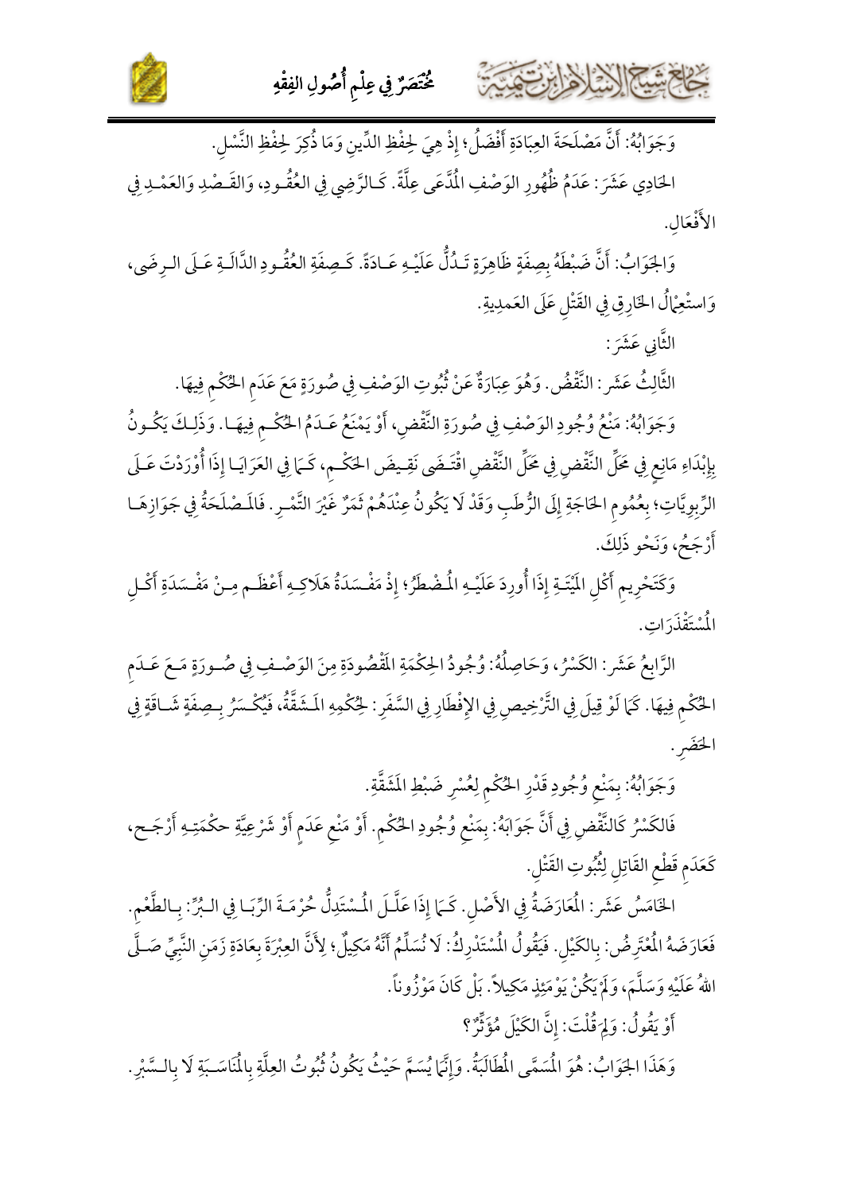وَجَوَابُهُ: أَنَّ مَصْلَحَةَ العِبَادَةِ أَفْضَلُ؛ إِذْ هِيَ لِحِفْظِ الدِّينِ وَمَا ذُكِرَ لِحِفْظِ النَّسْلِ.

الحَادِي عَشَرَ: عَدَمُ ظُهُورِ الوَصْفِ المُدَّعَى عِلَّةً. كَالرِّضِي فِي العُقُودِ، وَالقَصْدِ وَالعَمْدِ فِي الأَفْعَالِ.

وَالجَوَابُ: أَنَّ ضَبْطَهُ بِصِفَةٍ ظَاهِرَةٍ تَدُلُّ عَلَيْهِ عَادَةً. كَصِفَةِ العُقُودِ الدَّالَةِ عَلَى الرِضَى، وَاسْتِعْمَالُ الخَارِقِ فِي القَتْلِ عَلَى العَمدِيةِ.

الثَّانِي عَشَرَ:

الثَّالِثُ عَشَرَ: النَّقْضُ. وَهُوَ عِبَارَةٌ عَنْ ثُبُوتِ الوَصْفِ فِي صُورَةٍ مَعَ عَدَمِ الحُكْمِ فِيهَا.

وَجَوَابُهُ: مَنْعُ وُجُودِ الوَصْفِ فِي صُورَةِ النَّقْضِ، أَوْ يَمْنَعُ عَدَمُ الحُكْمِ فِيهَا. وَذَلِكَ يَكُونُ بِإِبْدَاءِ مَانِعٍ فِي مَحَلِّ النَّقْضِ اقْتَضَى نَقِيضَ الحُكْمِ، كَمَا فِي العَرَايَا إِذَا أُوْرِدْتَ عَلَى الرِّبوِيَّاتِ؛ بِعُمُومِ الحَاجَةِ إِلَى الرُّطَبِ وَقَدْ لَا يَكُونُ عِنْدَهُمْ ثَمَرٌ غَيْرَ التَّمْرِ. فَالمَصْلَحَةُ فِي جَوَازِهَا أَرْجَحُ، وَنَحْو ذَلِكَ.

وَكَتَحْرِيمِ أَكْلِ المَيْتَةِ إِذَا أُورِدَ عَلَيْهِ المُضْطَرُّ؛ إِذْ مَفْسَدَةُ هَلَاكِهِ أَعْظَمُ مِنْ مَفْسَدَةِ أَكْلِ المُسْتَقْذَرَاتِ.

الرَّابِعُ عَشَرَ: الكَسْرُ، وَحَاصِلُهُ: وُجُودُ الحِكْمَةِ المَقْصُودَةِ مِنَ الوَصْفِ فِي صُورَةٍ مَعَ عَدَمِ الحُكْمِ فِيهَا. كَمَا لَوْ قِيلَ فِي التَّرْخِيصِ فِي الإِفْطَارِ فِي السَّفَرِ: لِحُكْمِهِ المَشَقَّةُ، فَيُكْسَرُ بِصِفَةٍ شَاقَةٍ فِي الحَضَرِ.

وَجَوَابُهُ: بِمَنْعِ وُجُودِ قَدْرِ الحُكْمِ لِعُسْرِ ضَبْطِ المَشَقَّةِ.

فَالكَسْرُ كَالنَّقْضِ فِي أَنَّ جَوَابَهُ: بِمَنْعِ وُجُودِ الحُكْمِ. أَوْ مَنْعِ عَدَمٍ أَوْ شَرْعِيَّةِ حكْمَتِهِ أَرْجَح، كَعَدَمِ قَطْعِ القَاتِلِ لِثُبُوتِ القَتْلِ.

الخَامِسُ عَشَرَ: المُعَارَضَةُ فِي الأَصْلِ. كَمَا إِذَا عَلَّلَ المُسْتَدِلُّ حُرْمَةَ الرِّبَا فِي البُرِّ: بِالطَّعْمِ. فَعَارَضَهُ المُعْتَرِضُ: بِالكَيْلِ. فَيَقُولُ المُسْتَدْرِكُ: لَا نُسَلِّمُ أَنَّهُ مَكِيلٌ؛ لِأَنَّ العِبْرَةَ بِعَادَةِ زَمَنِ النَّبِيِّ صَلَّى اللهُ عَلَيْهِ وَسَلَّمَ، وَلَمْ يَكُنْ يَوْمَئِذٍ مَكِيلاً. بَلْ كَانَ مَوْزُوناً.

أَوْ يَقُولُ: وَلِمَ قُلْتَ: إِنَّ الكَيْلَ مُؤَثِّرٌ؟

وَهَذَا الجَوَابُ: هُوَ المُسَمَّى المُطَالَبَةُ. وَإِنَّمَا يُسَمَّ حَيْثُ يَكُونُ ثُبُوتُ العِلَّةِ بِالمُنَاسَبَةِ لَا بِالسَّبْرِ.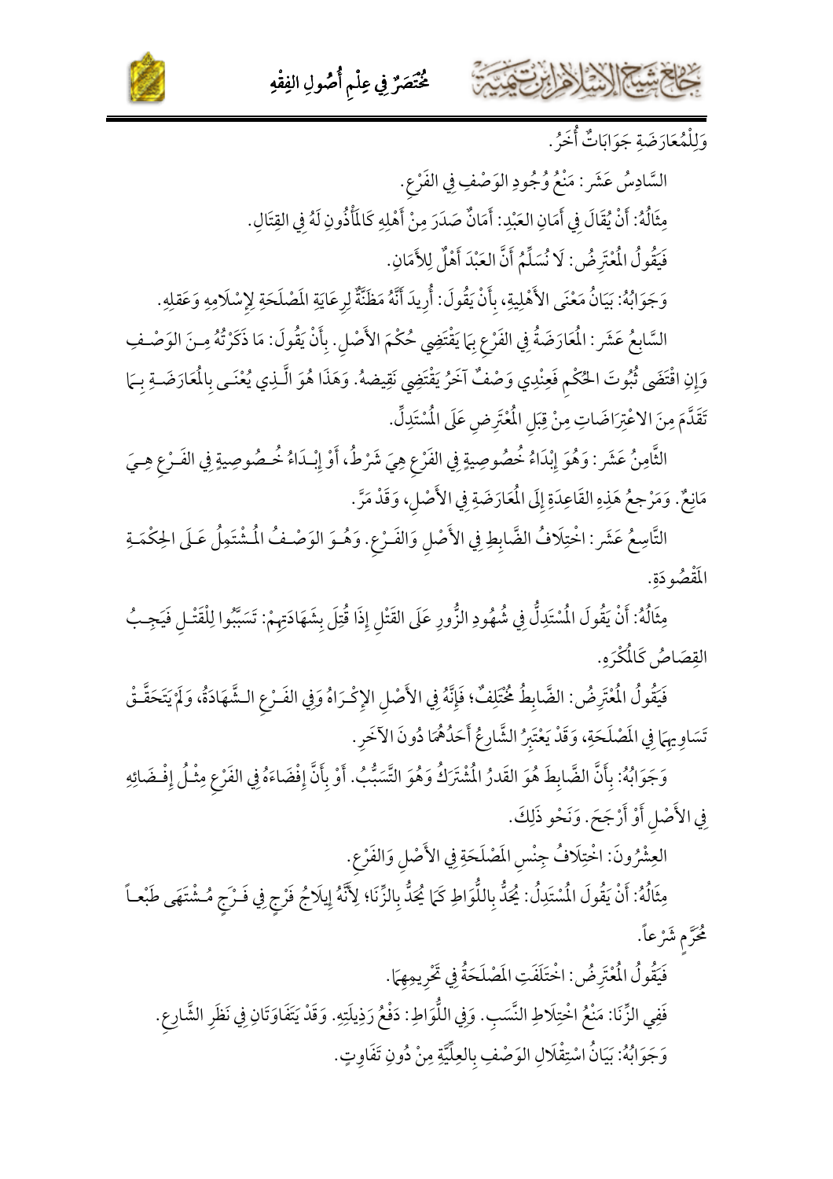وَلِلْمُعَارَضَةِ جَوَابَاتٌ أُخَرُ.

السَّادِسُ عَشَرَ: مَنْعُ وُجُودِ الوَصْفِ فِي الفَرْعِ.

مِثَالُهُ: أَنْ يُقَالَ فِي أَمَانِ العَبْدِ: أَمَانٌ صَدَرَ مِنْ أَهْلِهِ كَالْمَأْذُونِ لَهُ فِي القِتَالِ.

فَيَقُولُ الْمُعْتَرِضُ: لَا نُسَلِّمُ أَنَّ العَبْدَ أَهْلٌ لِلأَمَانِ.

وَجَوَابُهُ: بَيَانُ مَعْنَى الأَهْلِيةِ، بِأَنْ يَقُولَ: أُرِيدَ أَنَّهُ مَظَنَّةٌ لِرِعَايَةِ المَصْلَحَةِ لِإِسْلَامِهِ وَعَقلِهِ.

السَّابِعُ عَشَرَ: الْمُعَارَضَةُ فِي الفَرْعِ بِمَا يَقْتَضِي حُكْمَ الأَصْلِ. بِأَنْ يَقُولَ: مَا ذَكَرْتُهُ مِنَ الوَصْفِ وَإِنِ اقْتَضَى ثُبُوتَ الحُكْمِ فَعِنْدِي وَصْفٌ آخَرُ يَقْتَضِي نَقِيضهُ. وَهَذَا هُوَ الَّذِي يُعْنَى بِالْمُعَارَضَةِ بِمَا تَقَدَّمَ مِنَ الاعْتِرَاضَاتِ مِنْ قِبَلِ الْمُعْتَرِضِ عَلَى الْمُسْتَدِلِّ.

الثَّامِنُ عَشَرَ: وَهُوَ إِبْدَاءُ خُصُوصِيةٍ فِي الفَرْعِ هِيَ شَرْطٌ، أَوْ إِبْدَاءُ خُصُوصِيةٍ فِي الفَرْعِ هِيَ مَانِعٌ. وَمَرْجِعُ هَذِهِ القَاعِدَةِ إِلَى الْمُعَارَضَةِ فِي الأَصْلِ، وَقَدْ مَرَّ.

التَّاسِعُ عَشَرَ: اخْتِلَافُ الضَّابِطِ فِي الأَصْلِ وَالفَرْعِ. وَهُوَ الوَصْفُ الْمُشْتَمِلُ عَلَى الحِكْمَةِ المَقْصُودَةِ.

مِثَالُهُ: أَنْ يَقُولَ الْمُسْتَدِلُّ فِي شُهُودِ الزُّورِ عَلَى القَتْلِ إِذَا قُتِلَ بِشَهَادَتِهِمْ: تَسَبَّبُوا لِلْقَتْلِ فَيَجِبُ القِصَاصُ كَالْمُكْرِهِ.

فَيَقُولُ الْمُعْتَرِضُ: الضَّابِطُ مُخْتَلِفٌ؛ فَإِنَّهُ فِي الأَصْلِ الإِكْرَاهُ وَفِي الفَرْعِ الشَّهَادَةُ، وَلَمْ يَتَحَقَّقْ تَسَاوِيهِمَا فِي المَصْلَحَةِ، وَقَدْ يَعْتَبِرُ الشَّارِعُ أَحَدَهُمَا دُونَ الآخَرِ.

وَجَوَابُهُ: بِأَنَّ الضَّابِطَ هُوَ القَدرُ الْمُشْتَرَكُ وَهُوَ التَّسَبُّبُ. أَوْ بِأَنَّ إِفْضَاءَهُ فِي الفَرْعِ مِثْلُ إِفْضَائِهِ فِي الأَصْلِ أَوْ أَرْجَحَ. وَنَحْو ذَلِكَ.

العِشْرُونَ: اخْتِلَافُ جِنْسِ المَصْلَحَةِ فِي الأَصْلِ وَالفَرْعِ.

مِثَالُهُ: أَنْ يَقُولَ الْمُسْتَدِلُّ: يُحَدُّ بِاللُّوَاطِ كَمَا يُحَدُّ بِالزِّنَا؛ لِأَنَّهُ إِيلَاجُ فَرْجٍ فِي فَرْجٍ مُشْتَهَى طَبْعاً مُحَرَّمٍ شَرْعاً.

فَيَقُولُ الْمُعْتَرِضُ: اخْتَلَفَتِ المَصْلَحَةُ فِي تَحْرِيمِهِمَا.

فَفِي الزِّنَا: مَنْعُ اخْتِلَاطِ النَّسَبِ. وَفِي اللُّوَاطِ: دَفْعُ رَذِيلَتِهِ. وَقَدْ يَتَفَاوَتَانِ فِي نَظَرِ الشَّارِعِ.

وَجَوَابُهُ: بَيَانُ اسْتِقْلَالِ الوَصْفِ بِالعِلِّيَّةِ مِنْ دُونِ تَفَاوتٍ.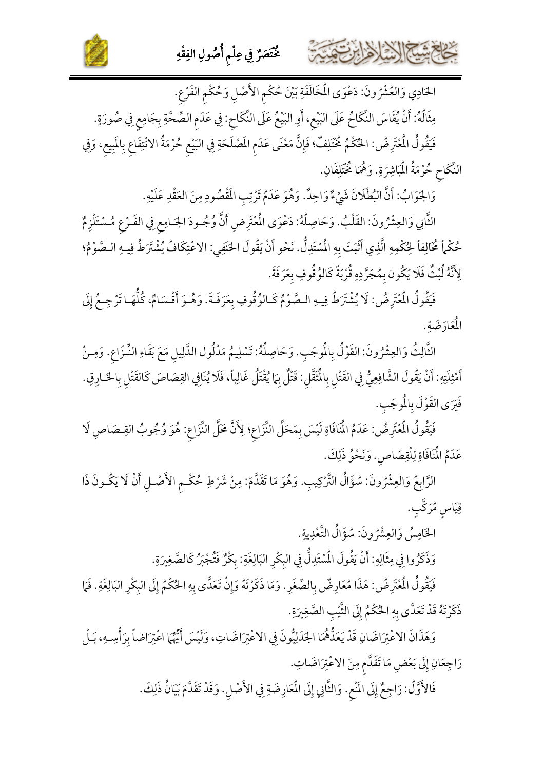الحَادِي وَالعِشْرُونَ: دَعْوَى المُخَالَفَةِ بَيْنَ حُكْمِ الأَصْلِ وَحُكْمِ الفَرْعِ.

مِثَالُهُ: أَنْ يُقَاسَ النِّكَاحُ عَلَى البَيْعِ، أَوِ البَيْعُ عَلَى النِّكَاحِ: فِي عَدَمِ الصِّحَّةِ بِجَامِعٍ فِي صُورَةٍ.

فَيَقُولُ المُعْتَرِضُ: الحُكْمُ مُخْتَلِفٌ؛ فَإِنَّ مَعْنَى عَدَمِ المَصْلَحَةِ فِي البَيْعِ حُرْمَةُ الانْتِفَاعِ بِالمَبِيعِ، وَفِي النِّكَاحِ حُرْمَةُ المُبَاشِرَةِ. وَهُمَا مُخْتَلِفَانِ.

وَالجَوَابُ: أَنَّ البُطْلَانَ شَيْءٌ وَاحِدٌ. وَهُوَ عَدَمُ تَرَتُّبِ المَقْصُودِ مِنَ العَقْدِ عَلَيْهِ.

الثَّانِي وَالعِشْرُونَ: القَلْبُ. وَحَاصِلُهُ: دَعْوَى المُعْتَرِضِ أَنَّ وُجُودَ الجَامِعِ فِي الفَرْعِ مُسْتَلْزِمٌ حُكْماً مُخَالِفاً لِحُكْمِهِ الَّذِي أَثْبَتَ بِهِ المُسْتَدِلُّ. نَحْوَ أَنْ يَقُولَ الحَنَفِي: الاعْتِكَافُ يُشْتَرَطُ فِيهِ الصَّوْمُ؛ لِأَنَّهُ لُبْثٌ فَلَا يَكُون بِمُجَرَّدِهِ قُرْبَةً كَالوُقُوفِ بِعَرَفَةَ.

فَيَقُولُ المُعْتَرِضُ: لَا يُشْتَرَطُ فِيهِ الصَّوْمُ كَالوُقُوفِ بِعَرَفَةَ. وَهُوَ أَقْسَامٌ، كُلُّهَا تَرْجِعُ إِلَى المُعَارَضَةِ.

الثَّالِثُ وَالعِشْرُونَ: القَوْلُ بِالمُوجَبِ. وَحَاصِلُهُ: تَسْلِيمُ مَدْلُولِ الدَّلِيلِ مَعَ بَقَاءِ النِّزَاعِ. وَمِنْ أَمْثِلَتِهِ: أَنْ يَقُولَ الشَّافِعِيُّ فِي القَتْلِ بِالمُثَقَّلِ: قَتْلٌ بِمَا يُقْتَلُ غَالِباً، فَلَا يُنَافِي القِصَاصَ كَالقَتْلِ بِالخَارِقِ. فَيَرَى القَوْلَ بِالمُوجَبِ.

فَيَقُولُ المُعْتَرِضُ: عَدَمُ المُنَافَاةِ لَيْسَ بِمَحَلِّ النِّزَاعِ؛ لِأَنَّ مَحَلَّ النِّزَاعِ: هُوَ وُجُوبُ القِصَاصِ لَا عَدَمُ المُنَافَاةِ لِلْقِصَاصِ. وَنَحْوُ ذَلِكَ.

الرَّابِعُ وَالعِشْرُونَ: سُؤَالُ التَّرْكِيبِ. وَهُوَ مَا تَقَدَّمَ: مِنْ شَرْطِ حُكْمِ الأَصْلِ أَنْ لَا يَكُونَ ذَا قِيَاسٍ مُرَكَّبٍ.

الخَامِسُ وَالعِشْرُونَ: سُؤَالُ التَّعْدِيَةِ.

وَذَكَرُوا فِي مِثَالِهِ: أَنْ يَقُولَ المُسْتَدِلُّ فِي البِكْرِ البَالِغَةِ: بِكْرٌ فَتُجْبَرُ كَالصَّغِيرَةِ.

فَيَقُولُ المُعْتَرِضُ: هَذَا مُعَارِضٌ بِالصِّغَرِ. وَمَا ذَكَرْتَهُ وَإِنْ تَعَدَّى بِهِ الحُكْمُ إِلَى البِكْرِ البَالِغَةِ. فَمَا ذَكَرْتَهُ قَدْ تَعَدَّى بِهِ الحُكْمُ إِلَى الثَّيْبِ الصَّغِيرَةِ.

وَهَذَانِ الاعْتِرَاضَانِ قَدْ يَعُدُّهُمَا الجَدَلِيُّونَ فِي الاعْتِرَاضَاتِ، وَلَيْسَ أَيُّهُمَا اعْتِرَاضاً بِرَأْسِهِ، بَلْ رَاجِعَانِ إِلَى بَعْضِ مَا تَقَدَّمَ مِنَ الاعْتِرَاضَاتِ.

فَالأَوَّلُ: رَاجِعٌ إِلَى المَنْعِ. وَالثَّانِي إِلَى المُعَارِضَةِ فِي الأَصْلِ. وَقَدْ تَقَدَّمَ بَيَانُ ذَلِكَ.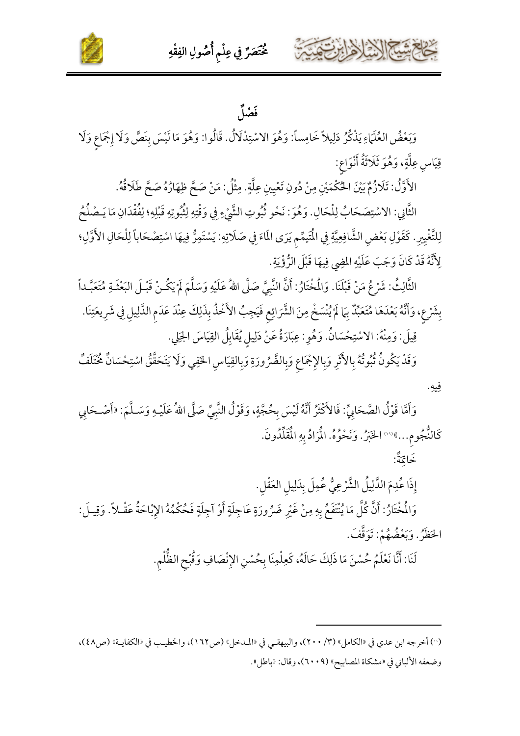## فَصْلٌ

وَبَعْضُ العُلَمَاءِ يَذْكُرُ دَلِيلاً خَامِساً: وَهُوَ الاسْتِدْلَالُ. قَالُوا: وَهُوَ مَا لَيْسَ بِنَصٍّ وَلَا إِجْمَاعٍ وَلَا قِيَاسِ عِلَّةٍ، وَهُوَ ثَلَاثَةُ أَنْوَاعٍ:

الأَوَّلُ: تَلَازُمٌ بَيْنَ الحُكْمَيْنِ مِنْ دُونِ تَعْيِينِ عِلَّةٍ. مِثْلُ: مَنْ صَحَّ ظِهَارُهُ صَحَّ طَلَاقُهُ.

الثَّانِي: الاسْتِصْحَابُ لِلْحَالِ. وَهُوَ: نَحْو ثُبُوتِ الشَّيْءِ فِي وَقْتِهِ لِثُبُوتِهِ قَبْلِهِ؛ لِفُقْدَانِ مَا يَصْلُحُ لِلتَّغْيِيرِ. كَقَوْلِ بَعْضِ الشَّافِعِيَّةِ فِي المُتَيَمِّمِ يَرَى المَاءَ فِي صَلَاتِهِ: يَسْتَمِرُّ فِيهَا اسْتِصْحَاباً لِلْحَالِ الأَوَّلِ؛ لِأَنَّهُ قَدْ كَانَ وَجَبَ عَلَيْهِ المضِي فِيهَا قَبْلَ الرُّؤْيَةِ.

الثَّالِثُ: شَرْعُ مَنْ قَبْلَنَا. وَالمُخْتَارُ: أَنَّ النَّبِيَّ صَلَّى اللهُ عَلَيْهِ وَسَلَّمَ لَمْ يَكُنْ قَبْلَ البَعْثَةِ مُتَعَبَّداً بِشَرْعٍ، وَأَنَّهُ بَعْدَهَا مُتَعَبِّدٌ بِمَا لَمْ يُنْسَخْ مِنَ الشَّرَائِعِ فَيَجِبُ الأَخْذُ بِذَلِكَ عِنْدَ عَدَمِ الدَّلِيلِ فِي شَرِيعَتِنَا.

قِيلَ: وَمِنْهُ: الاسْتِحْسَانُ. وَهُوَ: عِبَارَةٌ عَنْ دَلِيلٍ يُقَابِلُ القِيَاسَ الجَلِي.

وَقَدْ يَكُونُ ثُبُوتُهُ بِالأَثَرِ وَبِالإِجْمَاعِ وَبِالضَّرُورَةِ وَبِالقِيَاسِ الخَفِي وَلَا يَتَحَقَّقُ اسْتِحْسَانٌ مُخْتَلَفٌ فِيهِ.

وَأَمَّا قَوْلُ الصَّحَابِيِّ: فَالأَكْثَرُ أَنَّهُ لَيْسَ بِحُجَّةٍ، وَقَوْلُ النَّبِيِّ صَلَّى اللهُ عَلَيْهِ وَسَلَّمَ: «أَصْحَابِي كَالنُّجُومِ...»[1] الخَبَرُ. وَنَحْوُهُ. المُرَادُ بِهِ المُقَلِّدُونَ.

خَاتِمَةٌ:

إِذَا عُدِمَ الدَّلِيلُ الشَّرْعِيُّ عُمِلَ بِدَلِيلِ العَقْلِ.

وَالمُخْتَارُ: أَنَّ كُلَّ مَا يُنْتَفَعُ بِهِ مِنْ غَيْرِ ضَرُورَةٍ عَاجِلَةٍ أَوْ آجِلَةٍ فَحُكْمُهُ الإِبَاحَةُ عَقْلاً. وَقِيلَ: الحَظَرُ. وَبَعْضُهُمْ: تَوَقَّفَ.

لَنَا: أَنَّا نَعْلَمُ حُسْنَ مَا ذَلِكَ حَالَهُ، كَعِلْمِنَا بِحُسْنِ الإِنْصَافِ وَقُبْحِ الظُّلْمِ.

---

[1] أخرجه ابن عدي في «الكامل» (٣/ ٢٠٠)، والبيهقي في «المدخل» (ص١٦٢)، والخطيب في «الكفاية» (ص٤٨)، وضعفه الألباني في «مشكاة المصابيح» (٦٠٠٩)، وقال: «باطل».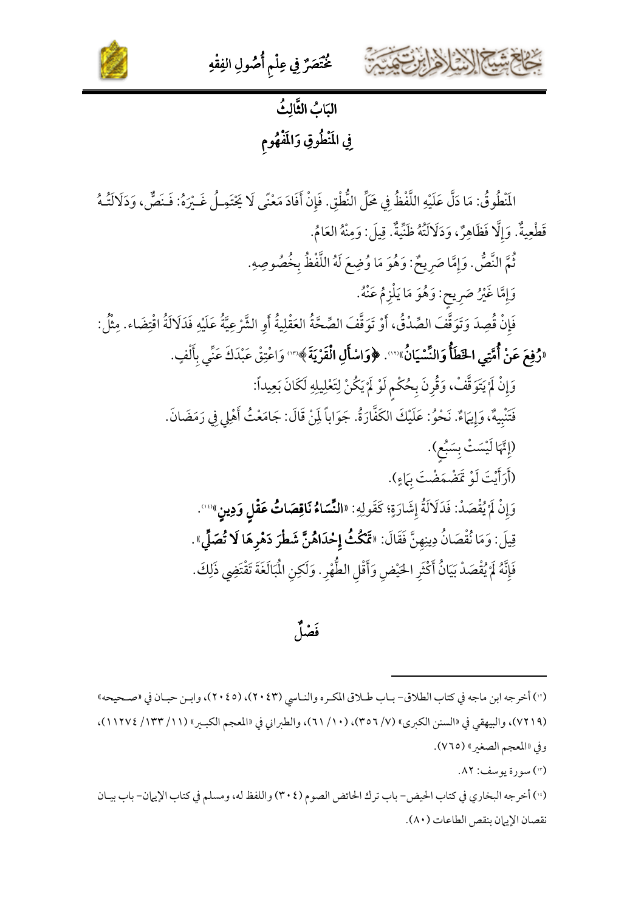# البَابُ الثَّالِثُ

## فِي المَنْطُوقِ وَالمَفْهُومِ

المَنْطُوقُ: مَا دَلَّ عَلَيْهِ اللَّفْظُ فِي مَحَلِّ النُّطْقِ. فَإِنْ أَفَادَ مَعْنًى لَا يَحْتَمِلُ غَيْرَهُ: فَنَصٌّ، وَدَلَالَتُهُ قَطْعِيةٌ. وَإِلَّا فَظَاهِرٌ، وَدَلَالَتُهُ ظَنِّيَّةٌ. قِيلَ: وَمِنْهُ العَامُ.

ثُمَّ النَّصُّ. وَإِمَّا صَرِيحٌ: وَهُوَ مَا وُضِعَ لَهُ اللَّفْظُ بِخُصُوصِهِ.

وَإِمَّا غَيْرُ صَرِيحٍ: وَهُوَ مَا يَلْزِمُ عَنْهُ.

فَإِنْ قُصِدَ وَتَوَقَّفَ الصِّدْقُ، أَوْ تَوَقَّفَ الصِّحَّةُ العَقْلِيةُ أَوِ الشَّرْعِيَّةُ عَلَيْهِ فَدَلَالَةُ اقْتِضَاء. مِثْلُ: «**رُفِعَ عَنْ أُمَّتِي الخَطَأُ وَالنِّسْيَانُ**»[12]. ﴿**وَاسْأَلِ الْقَرْيَةَ**﴾[13] وَاعْتِقْ عَبْدَكَ عَنِّي بِأَلْفٍ.

وَإِنْ لَمْ يَتَوَقَّفْ، وَقُرِنَ بِحُكْمٍ لَوْ لَمْ يَكُنْ لِتَعْلِيلِهِ لَكَانَ بَعِيداً:

فَتَنْبِيهٌ، وَإِيمَاءٌ. نَحْوُ: عَلَيْكَ الكَفَّارَةُ. جَوَاباً لِمَنْ قَالَ: جَامَعْتُ أَهْلِي فِي رَمَضَانَ.

(إِنَّهَا لَيْسَتْ بِسَبُعٍ).

(أَرَأَيْتَ لَوْ تَمَضْمَضْتَ بِمَاءٍ).

وَإِنْ لَمْ يُقْصَدْ: فَدَلَالَةُ إِشَارَةٍ؛ كَقَوْلِهِ: «**النِّسَاءُ نَاقِصَاتُ عَقْلٍ وَدِينٍ**»[14].

قِيلَ: وَمَا نُقْصَانُ دِينِهِنَّ فَقَالَ: «**تَمْكُثُ إِحْدَاهُنَّ شَطْرَ دَهْرِهَا لَا تُصَلِّي**».

فَإِنَّهُ لَمْ يُقْصَدْ بَيَانُ أَكْثَرِ الحَيْضِ وَأَقَلِ الطُّهْرِ. وَلَكِنِ المُبَالَغَةَ تَقْتَضِي ذَلِكَ.

## فَصْلٌ

---

(12) أخرجه ابن ماجه في كتاب الطلاق- باب طلاق المكره والناسي (٢٠٤٣)، (٢٠٤٥)، وابن حبان في «صحيحه» (٧٢١٩)، والبيهقي في «السنن الكبرى» (٧/ ٣٥٦)، (١٠/ ٦١)، والطبراني في «المعجم الكبير» (١١/ ١٣٣/ ١١٢٧٤)، وفي «المعجم الصغير» (٧٦٥).

(13) سورة يوسف: ٨٢.

(14) أخرجه البخاري في كتاب الحيض- باب ترك الحائض الصوم (٣٠٤) واللفظ له، ومسلم في كتاب الإيمان- باب بيان نقصان الإيمان بنقص الطاعات (٨٠).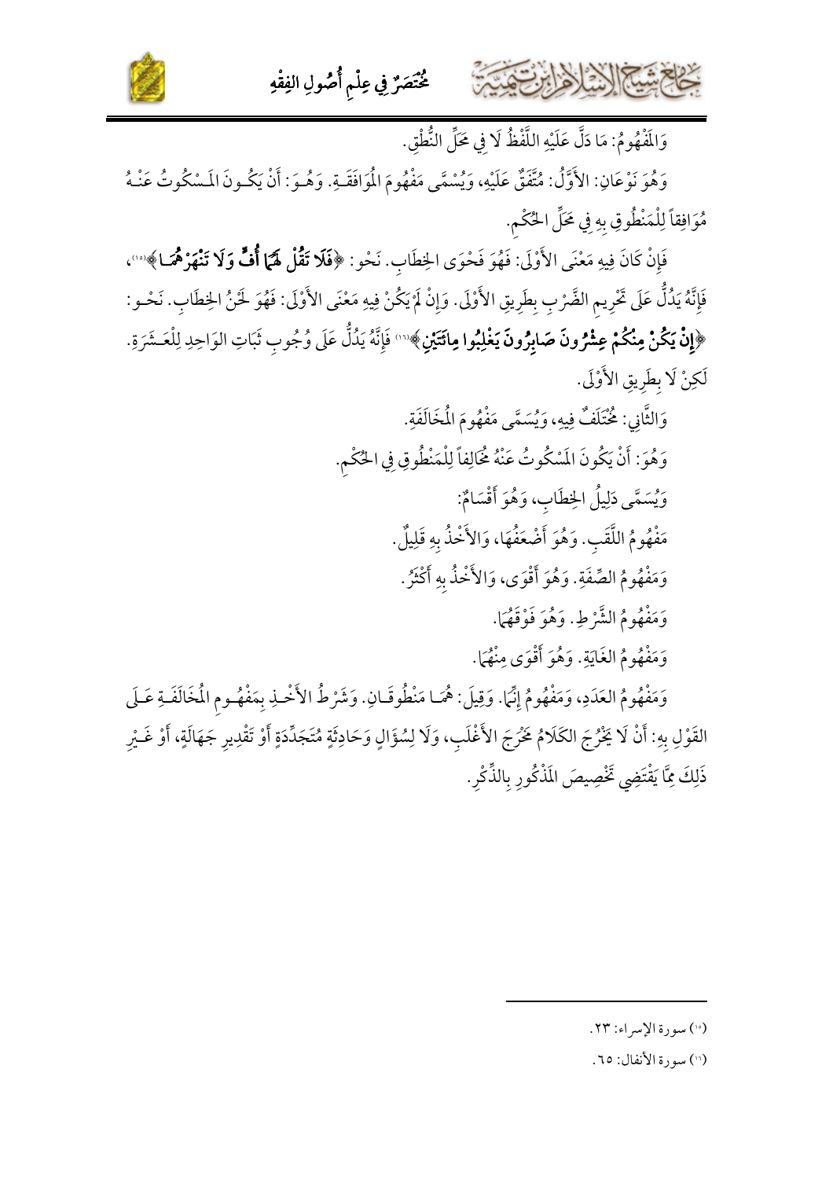وَالمَفْهُومُ: مَا دَلَّ عَلَيْهِ اللَّفْظُ لَا فِي مَحَلِّ النُّطْقِ.

وَهُوَ نَوْعَانِ: الأَوَّلُ: مُتَّفَقٌ عَلَيْهِ، وَيُسَمَّى مَفْهُومَ المُوَافَقَةِ. وَهُوَ: أَنْ يَكُونَ المَسْكُوتُ عَنْهُ مُوَافِقاً لِلْمَنْطُوقِ بِهِ فِي مَحَلِّ الحُكْمِ.

فَإِنْ كَانَ فِيهِ مَعْنَى الأَوْلَى: فَهُوَ فَحْوَى الخِطَابِ. نَحْو: ﴿**فَلَا تَقُلْ لَهُمَا أُفٍّ وَلَا تَنْهَرْهُمَا**﴾[15]، فَإِنَّهُ يَدُلُّ عَلَى تَحْرِيمِ الضَّرْبِ بِطَرِيقِ الأَوْلَى. وَإِنْ لَمْ يَكُنْ فِيهِ مَعْنَى الأَوْلَى: فَهُوَ لَحْنُ الخِطَابِ. نَحْو: ﴿**إِنْ يَكُنْ مِنْكُمْ عِشْرُونَ صَابِرُونَ يَغْلِبُوا مِائَتَيْنِ**﴾[16] فَإِنَّهُ يَدُلُّ عَلَى وُجُوبِ ثَبَاتِ الوَاحِدِ لِلْعَشَرَةِ. لَكِنْ لَا بِطَرِيقِ الأَوْلَى.

وَالثَّانِي: مُخْتَلَفٌ فِيهِ، وَيُسَمَّى مَفْهُومَ المُخَالَفَةِ.

وَهُوَ: أَنْ يَكُونَ المَسْكُوتُ عَنْهُ مُخَالِفاً لِلْمَنْطُوقِ فِي الحُكْمِ.

وَيُسَمَّى دَلِيلُ الخِطَابِ، وَهُوَ أَقْسَامٌ:

مَفْهُومُ اللَّقَبِ. وَهُوَ أَضْعَفُهَا، وَالأَخْذُ بِهِ قَلِيلٌ.

وَمَفْهُومُ الصِّفَةِ. وَهُوَ أَقْوَى، وَالأَخْذُ بِهِ أَكْثَرُ.

وَمَفْهُومُ الشَّرْطِ. وَهُوَ فَوْقَهَا.

وَمَفْهُومُ الغَايَةِ. وَهُوَ أَقْوَى مِنْهَا.

وَمَفْهُومُ العَدَدِ، وَمَفْهُومُ إِنَّمَا. وَقِيلَ: هُمَا مَنْطُوقَانِ. وَشَرْطُ الأَخْذِ بِمَفْهُومِ المُخَالَفَةِ عَلَى القَوْلِ بِهِ: أَنْ لَا يَخْرُجَ الكَلَامُ مَخْرَجَ الأَغْلَبِ، وَلَا لِسُؤَالٍ وَحَادِثَةٍ مُتَجَدِّدَةٍ أَوْ تَقْدِيرِ جَهَالَةٍ، أَوْ غَيْرِ ذَلِكَ مِمَّا يَقْتَضِي تَخْصِيصَ المَذْكُورِ بِالذِّكْرِ.

---

[15] سورة الإسراء: ٢٣.

[16] سورة الأنفال: ٦٥.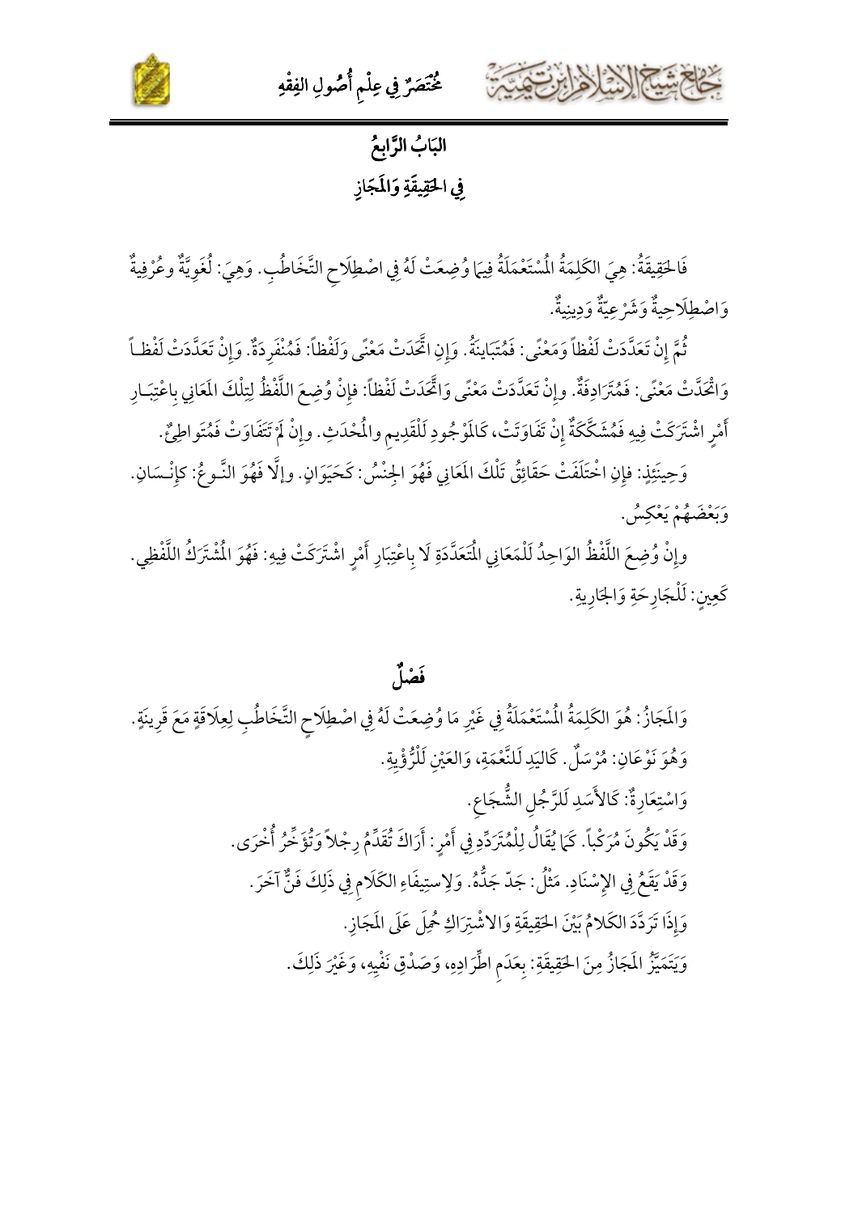# البَابُ الرَّابِعُ

## فِي الحَقِيقَةِ وَالمَجَازِ

فَالحَقِيقَةُ: هِيَ الكَلِمَةُ المُسْتَعْمَلَةُ فِيمَا وُضِعَتْ لَهُ فِي اصْطِلَاحِ التَّخَاطُبِ. وَهِيَ: لُغَوِيَّةٌ وعُرْفِيةٌ وَاصْطِلَاحِيةٌ وَشَرْعِيّةٌ وَدِينِيةٌ.

ثُمَّ إِنْ تَعَدَّدَتْ لَفْظاً وَمَعْنًى: فَمُتَبَايِنَةٌ. وَإِنِ اتَّحَدَتْ مَعْنًى وَلَفْظاً: فَمُنْفَرِدَةٌ. وَإِنْ تَعَدَّدَتْ لَفْظاً وَاتَّحَدَتْ مَعْنًى: فَمُتَرَادِفَةٌ. وإِنْ تَعَدَّدَتْ مَعْنًى وَاتَّحَدَتْ لَفْظاً: فإِنْ وُضِعَ اللَّفْظُ لِتِلْكَ المَعَانِي بِاعْتِبَارِ أَمْرٍ اشْتَرَكَتْ فِيهِ فَمُشَكِّكَةٌ إِنْ تَفَاوَتَتْ، كَالمَوْجُودِ لَلْقَدِيمِ والمُحْدَثِ. وإِنْ لَمْ تَتَفَاوَتْ فَمُتَواطِئٌ.

وَحِينَئِذٍ: فإِنِ اخْتَلَفَتْ حَقَائِقُ تَلْكَ المَعَانِي فَهُوَ الجِنْسُ: كَحَيَوَانٍ. وإِلَّا فَهُوَ النَّوعُ: كإِنْسَانٍ. وَبَعْضَهُمْ يَعْكِسُ.

وإِنْ وُضِعَ اللَّفْظُ الوَاحِدُ لَلْمَعَانِي المُتَعَدِّدَةِ لَا بِاعْتِبَارِ أَمْرٍ اشْتَرَكَتْ فِيهِ: فَهُوَ المُشْتَرَكُ اللَّفْظِي. كَعِينٍ: لَلْجَارِحَةِ وَالجَارِيةِ.

## فَصْلٌ

وَالمَجَازُ: هُوَ الكَلِمَةُ المُسْتَعْمَلَةُ فِي غَيْرِ مَا وُضِعَتْ لَهُ فِي اصْطِلَاحِ التَّخَاطُبِ لِعِلَاقَةٍ مَعَ قَرِينَةٍ.

وَهُوَ نَوْعَانِ: مُرْسَلٌ. كَاليَدِ لَلنِّعْمَةِ، وَالعَيْنِ لَلرُّؤْيِةِ.

وَاسْتِعَارةٌ: كَالأَسَدِ لَلرَّجُلِ الشُّجَاعِ.

وَقَدْ يَكُونَ مُرَكَّباً. كَمَا يُقَالُ لِلْمُتَرَدِّدِ فِي أَمْرٍ: أَرَاكَ تُقَدِّمُ رِجْلاً وَتُؤَخِّرُ أُخْرَى.

وَقَدْ يَقَعُ فِي الإِسْنَادِ. مَثْلُ: جَدّ جَدُّهُ. وَلِاستِيفَاءِ الكَلَامِ فِي ذَلِكَ فَنٌّ آخَرَ.

وَإِذَا تَرَدَّدَ الكَلامُ بَيْنَ الحَقِيقَةِ وَالاشْتِرَاكِ حُمِلَ عَلَى المَجَازِ.

وَيَتَمَيَّزُ المَجَازُ مِنَ الحَقِيقَةِ: بِعَدَمِ اطِّرَادِهِ، وَصِدْقِ نَفْيِهِ، وَغَيْرَ ذَلِكَ.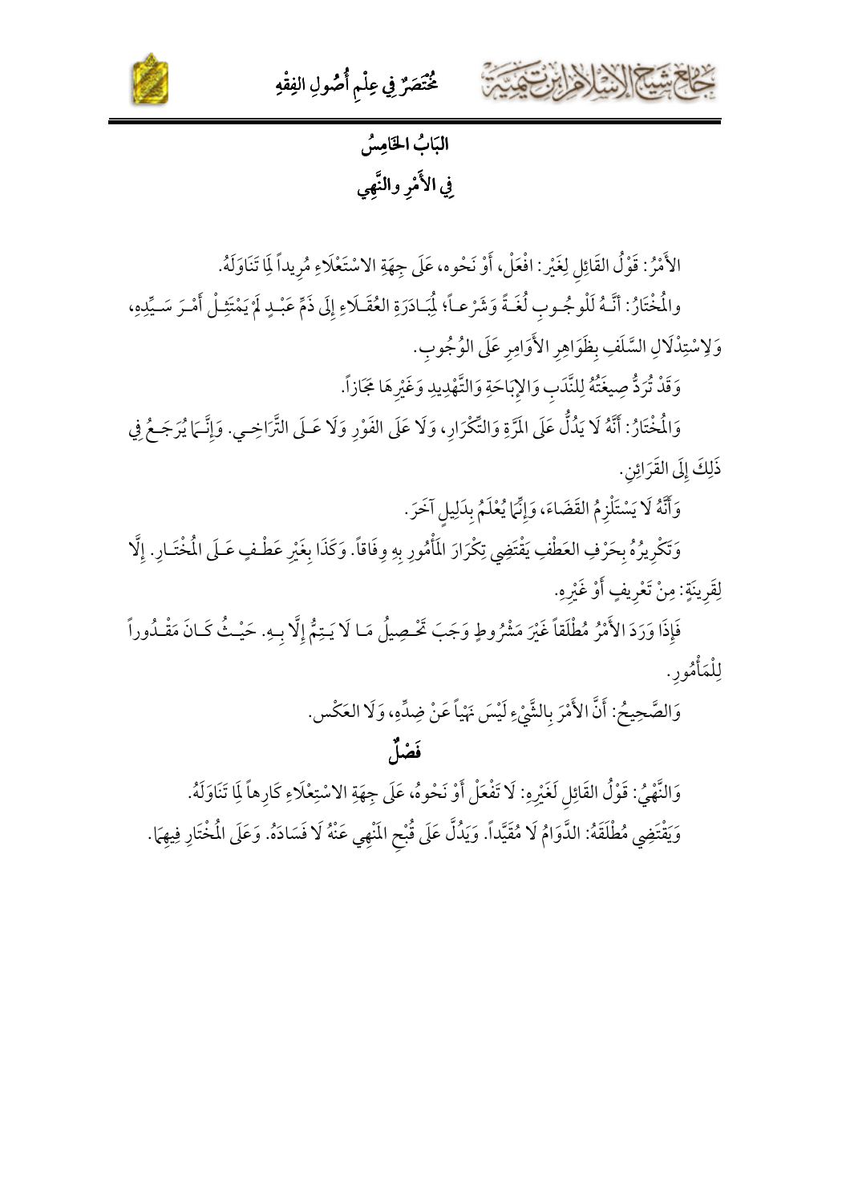## البَابُ الخَامِسُ
## فِي الأَمْرِ والنَّهِي

الأَمْرُ: قَوْلُ القَائِلِ لِغَيْرِ: افْعَلْ، أَوْ نَحْوه، عَلَى جِهَةِ الاسْتَعْلَاءِ مُرِيداً لِمَا تَنَاوَلَهُ.

والمُخْتَارُ: أَنَّـهُ لِلْوجُـوبِ لُغَـةً وَشَرْعـاً؛ لِمُبَـادَرَةِ العُقَـلَاءِ إِلَى ذَمِّ عَبْـدٍ لَمْ يَمْتَثِـلْ أَمْـرَ سَـيِّدِهِ، وَلِاسْتِدْلَالِ السَّلَفِ بِظَوَاهِرِ الأَوَامِرِ عَلَى الوُجُوبِ.

وَقَدْ تُرَدُّ صِيغَتُهُ لِلنَّدَبِ وَالإِبَاحَةِ وَالتَّهْدِيدِ وَغَيْرِهَا مَجَازاً.

وَالمُخْتَارُ: أَنَّهُ لَا يَدُلُّ عَلَى المَرَّةِ وَالتِّكْرَارِ، وَلَا عَلَى الفَوْرِ وَلَا عَـلَى التَّرَاخِـي. وَإِنَّـمَا يُرَجَـعُ فِي ذَلِكَ إِلَى القَرَائِنِ.

وَأَنَّهُ لَا يَسْتَلْزِمُ القَضَاءَ، وَإِنَّمَا يُعْلَمُ بِدَلِيلٍ آخَرَ.

وَتَكْرِيرُهُ بِحَرْفِ العَطْفِ يَقْتَضِي تِكْرَارَ المَأْمُورِ بِهِ وِفَاقاً. وَكَذَا بِغَيْرِ عَطْـفٍ عَـلَى المُخْتَـارِ. إِلَّا لِقَرِينَةٍ: مِنْ تَعْرِيفٍ أَوْ غَيْرِهِ.

فَإِذَا وَرَدَ الأَمْرُ مُطْلَقاً غَيْرَ مَشْرُوطٍ وَجَبَ تَحْـصِيلُ مَـا لَا يَـتِمُّ إِلَّا بِـهِ. حَيْـثُ كَـانَ مَقْـدُوراً لِلْمَأْمُورِ.

وَالصَّحِيحُ: أَنَّ الأَمْرَ بِالشَّيْءِ لَيْسَ نَهْياً عَنْ ضِدِّهِ، وَلَا العَكْس.

### فَصْلٌ

وَالنَّهْيُ: قَوْلُ القَائِلِ لَغَيْرِهِ: لَا تَفْعَلْ أَوْ نَحْوهُ، عَلَى جِهَةِ الاسْتِعْلَاءِ كَارِهاً لِمَا تَنَاوَلَهُ.

وَيَقْتَضِي مُطْلَقَهُ: الدَّوَامُ لَا مُقَيَّداً. وَيَدُلَّ عَلَى قُبْحِ المَنْهِي عَنْهُ لَا فَسَادَهُ. وَعَلَى المُخْتَارِ فِيهِمَا.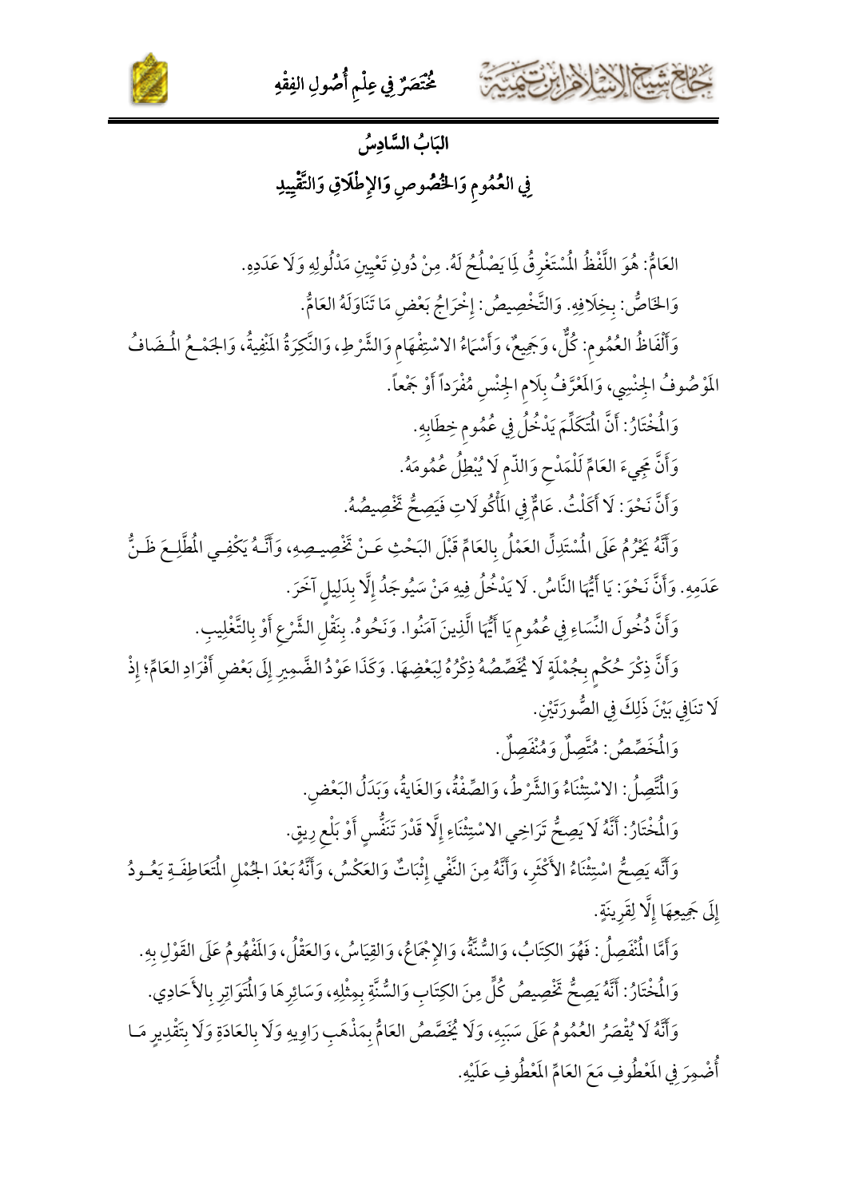## البَابُ السَّادِسُ

## فِي العُمُومِ وَالخُصُوصِ وَالإِطْلَاقِ وَالتَّقْيِيدِ

العَامُّ: هُوَ اللَّفْظُ المُسْتَغْرِقُ لِمَا يَصْلُحُ لَهُ. مِنْ دُونِ تَعْيِينِ مَدْلُولِهِ وَلَا عَدَدِهِ.

وَالخَاصُّ: بِخِلَافِهِ. وَالتَّخْصِيصُ: إِخْرَاجُ بَعْضِ مَا تَنَاوَلَهُ العَامُّ.

وَأَلْفَاظُ العُمُومِ: كُلٌّ، وَجَمِيعٌ، وَأَسْمَاءُ الاسْتِفْهَامِ وَالشَّرْطِ، وَالنَّكِرَةُ المَنْفِيَّةُ، وَالجَمْعُ المُضَافُ المَوْصُوفُ الجِنْسِي، وَالمُعَرَّفُ بِلَامِ الجِنْسِ مُفْرَداً أَوْ جَمْعاً.

وَالمُخْتَارُ: أَنَّ المُتَكَلِّمَ يَدْخُلُ فِي عُمُومِ خِطَابِهِ.

وَأَنَّ مَجِيءَ العَامِّ لِلْمَدْحِ وَالذَّمِّ لَا يُبْطِلُ عُمُومَهُ.

وَأَنَّ نَحْوَ: لَا أَكَلْتُ. عَامٌّ فِي المَأْكُولَاتِ فَيَصِحُّ تَخْصِيصُهُ.

وَأَنَّهُ يَحْرُمُ عَلَى المُسْتَدِلِّ العَمَلُ بِالعَامِّ قَبْلَ البَحْثِ عَنْ تَخْصِيصِهِ، وَأَنَّهُ يَكْفِي المُطَّلِعَ ظَنُّ عَدَمِهِ. وَأَنَّ نَحْوَ: يَا أَيُّهَا النَّاسُ. لَا يَدْخُلُ فِيهِ مَنْ سَيُوجَدُ إِلَّا بِدَلِيلٍ آخَرَ.

وَأَنَّ دُخُولَ النِّسَاءِ فِي عُمُومِ يَا أَيُّهَا الَّذِينَ آمَنُوا. وَنَحْوُهُ. بِنَقْلِ الشَّرْعِ أَوْ بِالتَّغْلِيبِ.

وَأَنَّ ذِكْرَ حُكْمٍ بِجُمْلَةٍ لَا يُخَصِّصُهُ ذِكْرُهُ لِبَعْضِهَا. وَكَذَا عَوْدُ الضَّمِيرِ إِلَى بَعْضِ أَفْرَادِ العَامِّ؛ إِذْ لَا تَنَافِي بَيْنَ ذَلِكَ فِي الصُّورَتَيْنِ.

وَالمُخَصِّصُ: مُتَّصِلٌ وَمُنْفَصِلٌ.

وَالمُتَّصِلُ: الاسْتِثْنَاءُ وَالشَّرْطُ، وَالصِّفَةُ، وَالغَايَةُ، وَبَدَلُ البَعْضِ.

وَالمُخْتَارُ: أَنَّهُ لَا يَصِحُّ تَرَاخِي الاسْتِثْنَاءِ إِلَّا قَدْرَ تَنَفُّسٍ أَوْ بَلْعِ رِيقٍ.

وَأَنَّهُ يَصِحُّ اسْتِثْنَاءُ الأَكْثَرِ، وَأَنَّهُ مِنَ النَّفْيِ إِثْبَاتٌ وَالعَكْسُ، وَأَنَّهُ بَعْدَ الجُمَلِ المُتَعَاطِفَةِ يَعُودُ إِلَى جَمِيعِهَا إِلَّا لِقَرِينَةٍ.

وَأَمَّا المُنْفَصِلُ: فَهُوَ الكِتَابُ، وَالسُّنَّةُ، وَالإِجْمَاعُ، وَالقِيَاسُ، وَالعَقْلُ، وَالمَفْهُومُ عَلَى القَوْلِ بِهِ.

وَالمُخْتَارُ: أَنَّهُ يَصِحُّ تَخْصِيصُ كُلٍّ مِنَ الكِتَابِ وَالسُّنَّةِ بِمِثْلِهِ، وَسَائِرِهَا وَالمُتَوَاتِرِ بِالآحَادِي.

وَأَنَّهُ لَا يُقْصَرُ العُمُومُ عَلَى سَبَبِهِ، وَلَا يُخَصَّصُ العَامُّ بِمَذْهَبِ رَاوِيهِ وَلَا بِالعَادَةِ وَلَا بِتَقْدِيرِ مَا أُضْمِرَ فِي المَعْطُوفِ مَعَ العَامِّ المَعْطُوفِ عَلَيْهِ.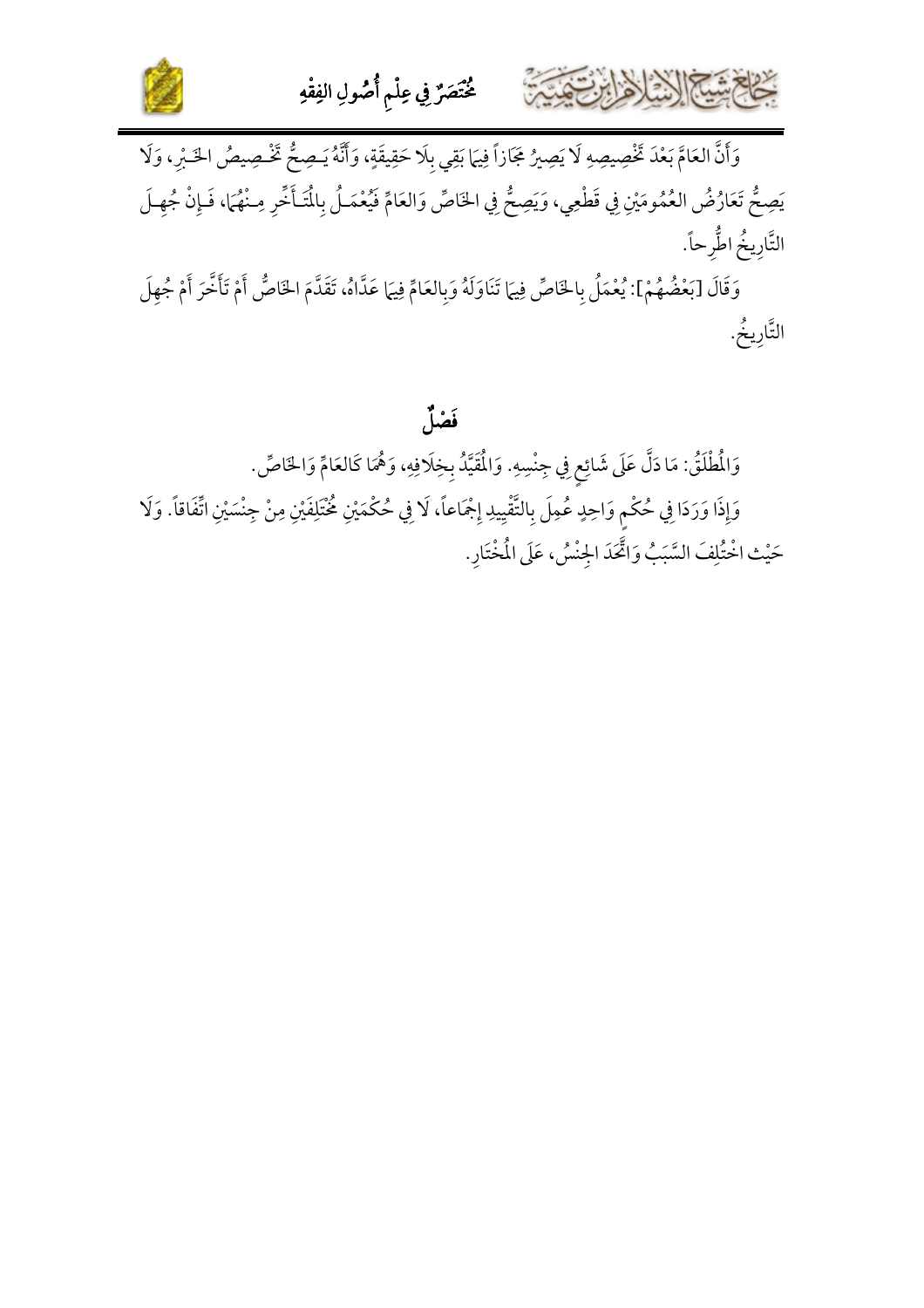وَأَنَّ العَامَّ بَعْدَ تَخْصِيصِهِ لَا يَصِيرُ مَجَازاً فِيمَا بَقِي بِلَا حَقِيقَةٍ، وَأَنَّهُ يَـصِحُّ تَخْـصِيصُ الخَـبْرِ، وَلَا يَصِحُّ تَعَارُضُ العُمُومَيْنِ فِي قَطْعِي، وَيَصِحُّ فِي الخَاصِّ وَالعَامِّ فَيُعْمَـلُ بِالْمُتَـأَخِّرِ مِـنْهُمَا، فَـإِنْ جُهِـلَ التَّارِيخُ اطُّرِحاً.

وَقَالَ [بَعْضُهُمْ]: يُعْمَلُ بِالخَاصِّ فِيمَا تَنَاوَلَهُ وَبِالعَامِّ فِيمَا عَدَّاهُ، تَقَدَّمَ الخَاصُّ أَمْ تَأَخَّرَ أَمْ جُهِلَ التَّارِيخُ.

## فَصْلٌ

وَالْمُطْلَقُ: مَا دَلَّ عَلَى شَائِعٍ فِي جِنْسِهِ. وَالْمُقَيَّدُ بِخِلَافِهِ، وَهُمَا كَالعَامِّ وَالخَاصِّ.

وَإِذَا وَرَدَا فِي حُكْمٍ وَاحِدٍ عُمِلَ بِالتَّقْيِيدِ إِجْمَاعاً، لَا فِي حُكْمَيْنِ مُخْتَلِفَيْنِ مِنْ جِنْسَيْنِ اتِّفَاقاً. وَلَا حَيْثُ اخْتُلِفَ السَّبَبُ وَاتَّحَدَ الجِنْسُ، عَلَى الْمُخْتَارِ.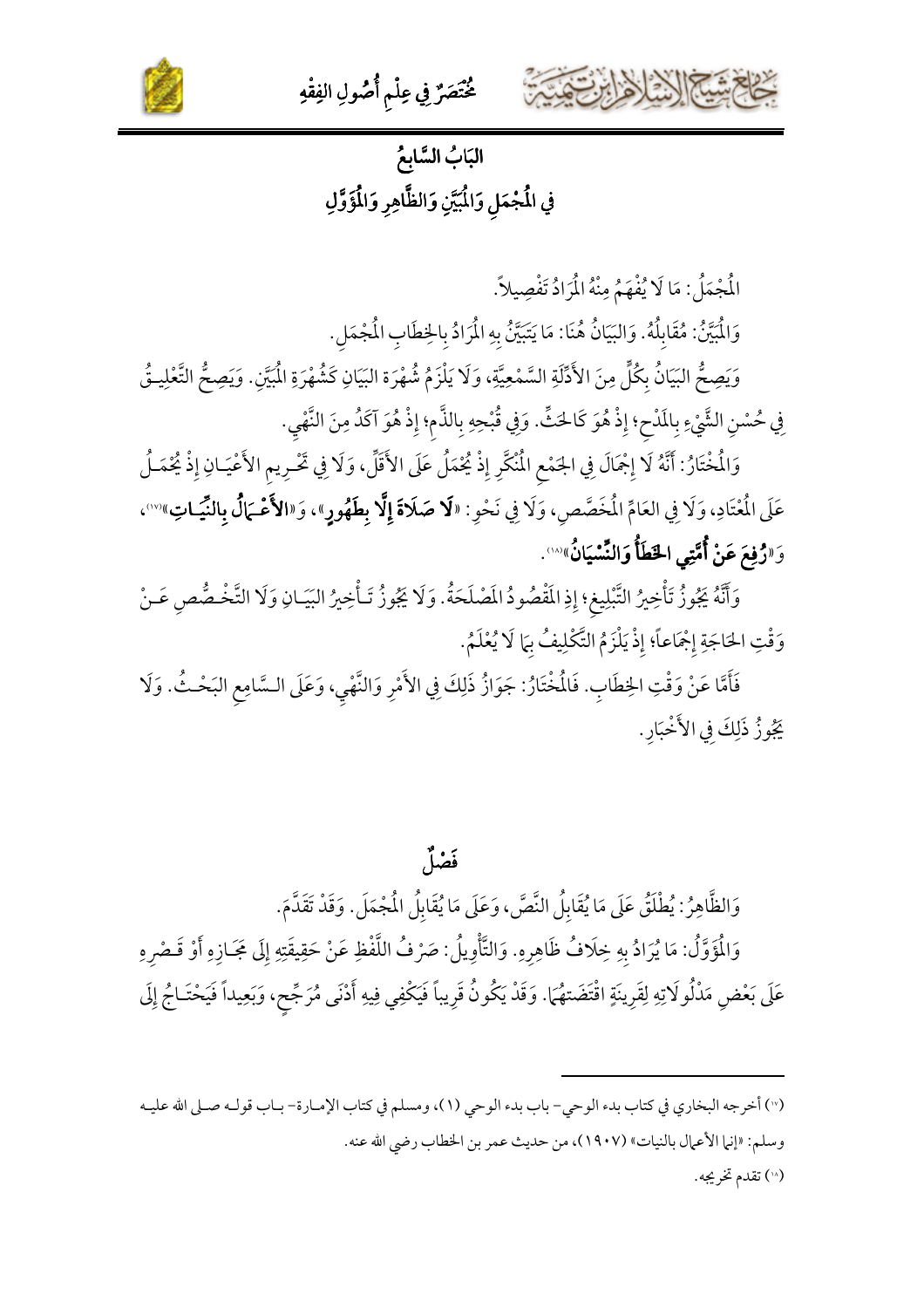## البَابُ السَّابِعُ
## فِي الْمُجْمَلِ وَالْمُبَيَّنِ وَالظَّاهِرِ وَالْمُؤَوَّلِ

الْمُجْمَلُ: مَا لَا يُفْهَمُ مِنْهُ الْمُرَادُ تَفْصِيلاً.

وَالْمُبَيَّنُ: مُقَابِلُهُ. وَالبَيَانُ هُنَا: مَا يَتَبَيَّنُ بِهِ الْمُرَادُ بِالخِطَابِ الْمُجْمَلِ.

وَيَصِحُّ البَيَانُ بِكُلٍّ مِنَ الأَدِلَّةِ السَّمْعِيَّةِ، وَلَا يَلْزَمُ شُهْرَةُ البَيَانِ كَشُهْرَةِ الْمُبَيَّنِ. وَيَصِحُّ التَّعْلِيقُ فِي حُسْنِ الشَّيْءِ بِالْمَدْحِ؛ إِذْ هُوَ كَالحَثِّ. وَفِي قُبْحِهِ بِالذَّمِّ؛ إِذْ هُوَ آكَدُ مِنَ النَّهْيِ.

وَالْمُخْتَارُ: أَنَّهُ لَا إِجْمَالَ فِي الجَمْعِ الْمُنَكَّرِ إِذْ يُحْمَلُ عَلَى الأَقَلِّ، وَلَا فِي تَحْرِيمِ الأَعْيَانِ إِذْ يُحْمَلُ عَلَى الْمُعْتَادِ، وَلَا فِي العَامِّ الْمُخَصَّصِ، وَلَا فِي نَحْوِ: «**لَا صَلَاةَ إِلَّا بِطَهُورٍ**»، وَ«**الأَعْمَالُ بِالنِّيَّاتِ**»[17]، وَ«**رُفِعَ عَنْ أُمَّتِي الخَطَأُ وَالنِّسْيَانُ**»[18].

وَأَنَّهُ يَجُوزُ تَأْخِيرُ التَّبْلِيغِ؛ إِذِ الْمَقْصُودُ الْمَصْلَحَةُ. وَلَا يَجُوزُ تَأْخِيرُ البَيَانِ وَلَا التَّخْصُّصِ عَنْ وَقْتِ الحَاجَةِ إِجْمَاعاً؛ إِذْ يَلْزَمُ التَّكْلِيفُ بِمَا لَا يُعْلَمُ.

فَأَمَّا عَنْ وَقْتِ الخِطَابِ. فَالْمُخْتَارُ: جَوَازُ ذَلِكَ فِي الأَمْرِ وَالنَّهْيِ، وَعَلَى السَّامِعِ البَحْثُ. وَلَا يَجُوزُ ذَلِكَ فِي الأَخْبَارِ.

### فَصْلٌ

وَالظَّاهِرُ: يُطْلَقُ عَلَى مَا يُقَابِلُ النَّصَّ، وَعَلَى مَا يُقَابِلُ الْمُجْمَلَ. وَقَدْ تَقَدَّمَ.

وَالْمُؤَوَّلُ: مَا يُرَادُ بِهِ خِلَافُ ظَاهِرِهِ. وَالتَّأْوِيلُ: صَرْفُ اللَّفْظِ عَنْ حَقِيقَتِهِ إِلَى مَجَازِهِ أَوْ قَصْرِهِ عَلَى بَعْضِ مَدْلُولَاتِهِ لِقَرِينَةٍ اقْتَضَتْهَا. وَقَدْ يَكُونُ قَرِيباً فَيَكْفِي فِيهِ أَدْنَى مُرَجِّحٍ، وَبَعِيداً فَيَحْتَاجُ إِلَى

---

(17) أخرجه البخاري في كتاب بدء الوحي- باب بدء الوحي (1)، ومسلم في كتاب الإمارة- باب قوله صلى الله عليه وسلم: «إنما الأعمال بالنيات» (1907)، من حديث عمر بن الخطاب رضي الله عنه.

(18) تقدم تخريجه.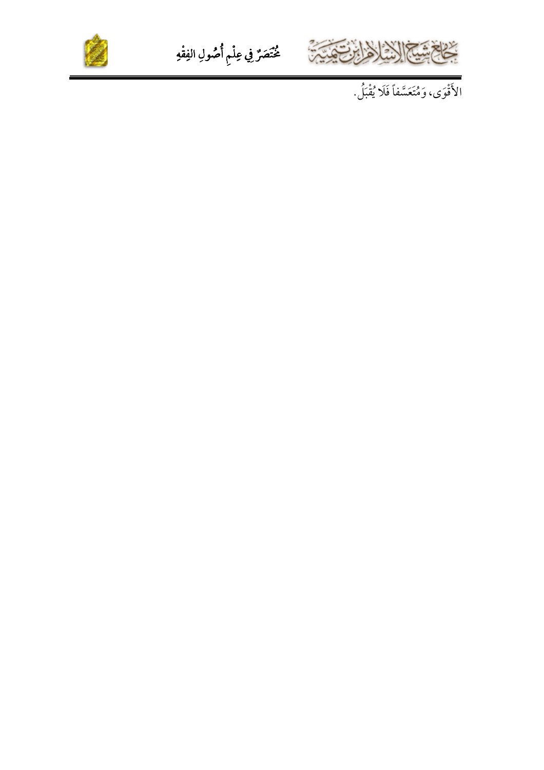الأَقْوَى، وَمُتَعَسَّفاً فَلَا يُقْبَلُ.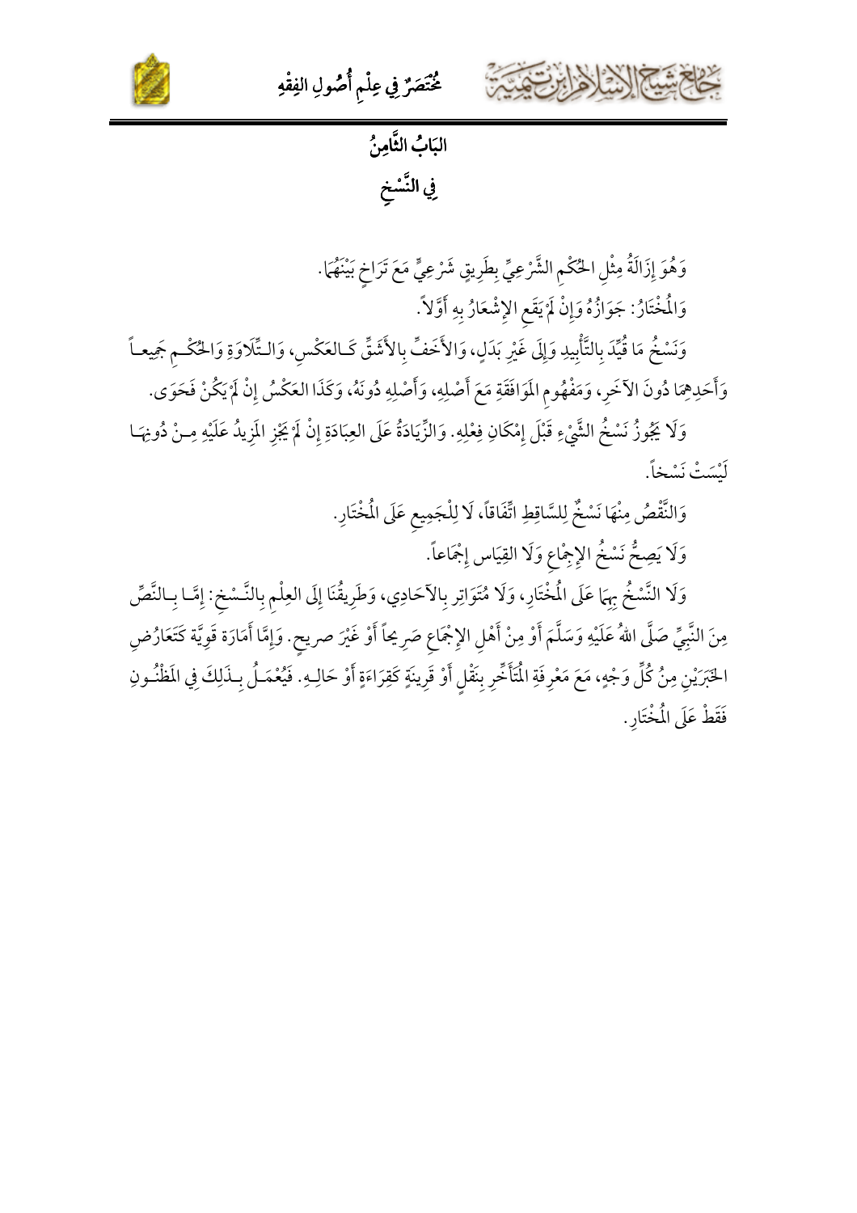## البَابُ الثَّامِنُ
## فِي النَّسْخِ

وَهُوَ إِزَالَةُ مِثْلِ الحُكْمِ الشَّرْعِيِّ بِطَرِيقٍ شَرْعِيٍّ مَعَ تَرَاخٍ بَيْنَهُمَا.

وَالْمُخْتَارُ: جَوَازُهُ وَإِنْ لَمْ يَقَعِ الإِشْعَارُ بِهِ أَوَّلاً.

وَنَسْخُ مَا قُيِّدَ بِالتَّأْبِيدِ وَإِلَى غَيْرِ بَدَلٍ، وَالأَخَفِّ بِالأَشَقِّ كَالعَكْسِ، وَالتِّلَاوَةِ وَالحُكْمِ جَمِيعاً وَأَحَدِهِمَا دُونَ الآخَرِ، وَمَفْهُومِ المُوَافَقَةِ مَعَ أَصْلِهِ، وَأَصْلِهِ دُونَهُ، وَكَذَا العَكْسُ إِنْ لَمْ يَكُنْ فَحَوَى.

وَلَا يَجُوزُ نَسْخُ الشَّيْءِ قَبْلَ إِمْكَانِ فِعْلِهِ. وَالزِّيَادَةُ عَلَى العِبَادَةِ إِنْ لَمْ يَجْزِ المَزِيدُ عَلَيْهِ مِنْ دُونِهَا لَيْسَتْ نَسْخاً.

وَالنَّقْصُ مِنْهَا نَسْخٌ لِلسَّاقِطِ اتِّفَاقاً، لَا لِلْجَمِيعِ عَلَى الْمُخْتَارِ.

وَلَا يَصِحُّ نَسْخُ الإِجْمَاعِ وَلَا القِيَاسِ إِجْمَاعاً.

وَلَا النَّسْخُ بِهِمَا عَلَى الْمُخْتَارِ، وَلَا مُتَوَاتِرٍ بِالآحَادِي، وَطَرِيقُنَا إِلَى العِلْمِ بِالنَّسْخِ: إِمَّا بِالنَّصِّ مِنَ النَّبِيِّ صَلَّى اللهُ عَلَيْهِ وَسَلَّمَ أَوْ مِنْ أَهْلِ الإِجْمَاعِ صَرِيحاً أَوْ غَيْرَ صريح. وَإِمَّا أَمَارَة قَوِيَّة كَتَعَارُضِ الخَبَرَيْنِ مِنْ كُلِّ وَجْهٍ، مَعَ مَعْرِفَةِ الْمُتَأَخِّرِ بِنَقْلٍ أَوْ قَرِينَةٍ كَقِرَاءَةٍ أَوْ حَالِهِ. فَيُعْمَلُ بِذَلِكَ فِي المَظْنُونِ فَقَطْ عَلَى الْمُخْتَارِ.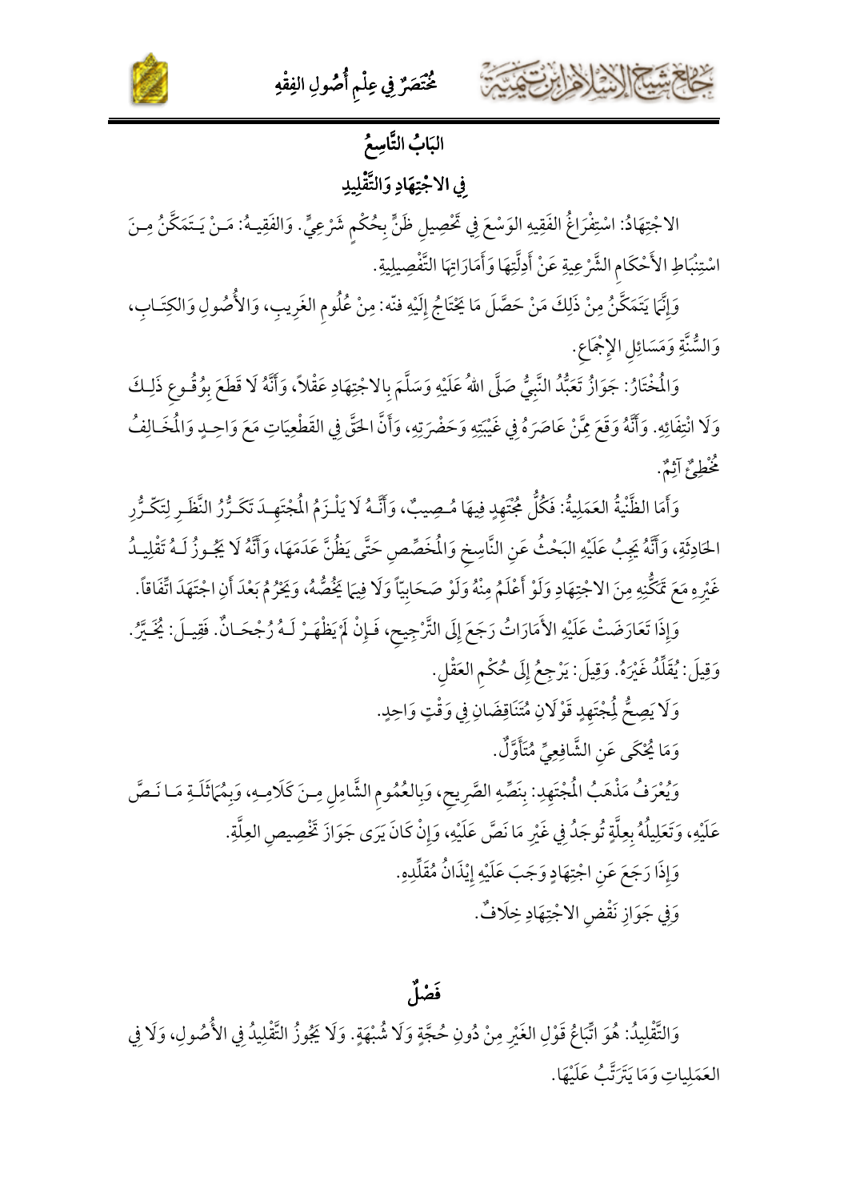## البَابُ التَّاسِعُ

## فِي الاجْتِهَادِ وَالتَّقْلِيدِ

الاجْتِهَادُ: اسْتِفْرَاغُ الفَقِيهِ الوَسْعَ فِي تَحْصِيلِ ظَنٍّ بِحُكْمٍ شَرْعِيٍّ. وَالفَقِيهُ: مَنْ يَتَمَكَّنُ مِنَ اسْتِنْبَاطِ الأَحْكَامِ الشَّرْعِيةِ عَنْ أَدِلَّتِهَا وَأَمَارَاتِهَا التَّفْصِيلِيةِ.

وَإِنَّمَا يَتَمَكَّنُ مِنْ ذَلِكَ مَنْ حَصَّلَ مَا يَحْتَاجُ إِلَيْهِ فنّه: مِنْ عُلُومِ الغَرِيبِ، وَالأُصُولِ وَالكِتَابِ، وَالسُّنَّةِ وَمَسَائِلِ الإِجْمَاعِ.

وَالمُخْتَارُ: جَوَازُ تَعَبُّدِ النَّبِيِّ صَلَّى اللهُ عَلَيْهِ وَسَلَّمَ بِالاجْتِهَادِ عَقْلاً، وَأَنَّهُ لَا قَطَعَ بِوُقُوعِ ذَلِكَ وَلَا انْتِفَائِهِ. وَأَنَّهُ وَقَعَ مِمَّنْ عَاصَرَهُ فِي غَيْبَتِهِ وَحَضْرَتِهِ، وَأَنَّ الحَقَّ فِي القَطْعِيَاتِ مَعَ وَاحِدٍ وَالمُخَالِفُ مُخْطِئٌ آثِمٌ.

وَأَمَا الظَّنِّيةُ العَمَلِيةُ: فَكُلُّ مُجْتَهِدٍ فِيهَا مُصِيبٌ، وَأَنَّهُ لَا يَلْزَمُ المُجْتَهِدَ تَكَرُّرُ النَّظَرِ لِتَكَرُّرِ الحَادِثَةِ، وَأَنَّهُ يَجِبُ عَلَيْهِ البَحْثُ عَنِ النَّاسِخِ وَالمُخَصِّصِ حَتَّى يَظُنَّ عَدَمَهَا، وَأَنَّهُ لَا يَجُوزُ لَهُ تَقْلِيدُ غَيْرِهِ مَعَ تَمَكُّنِهِ مِنَ الاجْتِهَادِ وَلَوْ أَعْلَمُ مِنْهُ وَلَوْ صَحَابِيّاً وَلَا فِيمَا يَخُصُّهُ، وَيَحْرُمُ بَعْدَ أَنِ اجْتَهَدَ اتِّفَاقاً.

وَإِذَا تَعَارَضَتْ عَلَيْهِ الأَمَارَاتُ رَجَعَ إِلَى التَّرْجِيحِ، فَإِنْ لَمْ يَظْهَرْ لَهُ رُجْحَانٌ. فَقِيلَ: يُخَيَّرُ. وَقِيلَ: يُقَلِّدُ غَيْرَهُ. وَقِيلَ: يَرْجِعُ إِلَى حُكْمِ العَقْلِ.

وَلَا يَصِحُّ لِمُجْتَهِدٍ قَوْلَانِ مُتَنَاقِضَانِ فِي وَقْتٍ وَاحِدٍ.

وَمَا يُحْكَى عَنِ الشَّافِعِيِّ مُتَأَوَّلٌ.

وَيُعْرَفُ مَذْهَبُ المُجْتَهِدِ: بِنَصِّهِ الصَّرِيحِ، وَبِالعُمُومِ الشَّامِلِ مِنَ كَلَامِهِ، وَبِمُمَاثَلَةِ مَا نَصَّ عَلَيْهِ، وَتَعَلِيلُهُ بِعِلَّةٍ تُوجَدُ فِي غَيْرِ مَا نَصَّ عَلَيْهِ، وَإِنْ كَانَ يَرَى جَوَازَ تَخْصِيصِ العِلَّةِ.

وَإِذَا رَجَعَ عَنِ اجْتِهَادٍ وَجَبَ عَلَيْهِ إِيْذَانُ مُقَلِّدِهِ.

وَفِي جَوَازِ نَقْضِ الاجْتِهَادِ خِلَافٌ.

## فَصْلٌ

وَالتَّقْلِيدُ: هُوَ اتِّبَاعُ قَوْلِ الغَيْرِ مِنْ دُونِ حُجَّةٍ وَلَا شُبْهَةٍ. وَلَا يَجُوزُ التَّقْلِيدُ فِي الأُصُولِ، وَلَا فِي العَمَلِيَاتِ وَمَا يَتَرَتَّبُ عَلَيْهَا.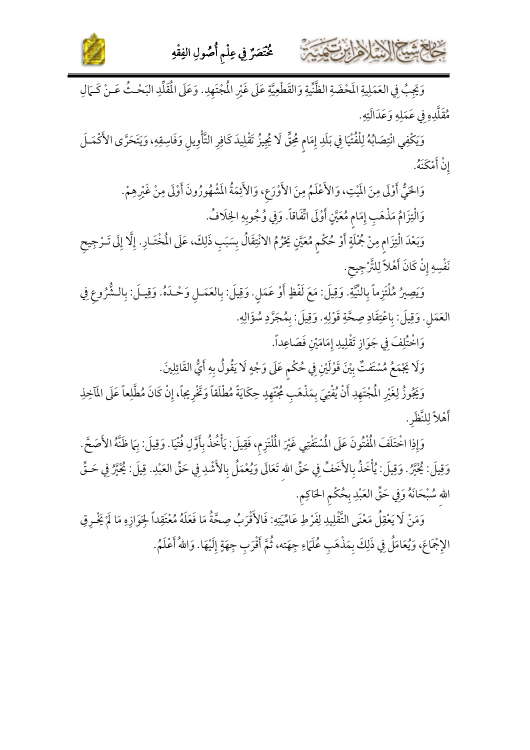وَيَجِبُ فِي العَمَلِيةِ المَحْضَةِ الظَّنِّيةِ وَالقَطْعِيَّةِ عَلَى غَيْرِ الْمُجْتَهِدِ. وَعَلَى الْمُقَلِّدِ البَحْثُ عَنْ كَمَالِ مُقَلَّدِهِ فِي عَمَلِهِ وَعَدَالَتِهِ.

وَيَكْفِي انْتِصَابُهُ لِلْفُتْيَا فِي بَلَدِ إِمَامٍ مُحِقٍّ لَا يُجِيزُ تَقْلِيدَ كَافِرِ التَّأْوِيلِ وَفَاسِقِهِ، وَيَتَحَرَّى الأَكْمَلَ إِنْ أَمْكَنَهُ.

وَالحَيُّ أَوْلَى مِنَ المَيِّتِ، وَالأَعْلَمُ مِنَ الأَوْرَعِ، وَالأَئِمَةُ الْمَشْهُورُونَ أَوْلَى مِنْ غَيْرِهِمْ.

وَالْتِزَامُ مَذْهَبِ إِمَامٍ مُعَيَّنٍ أَوْلَى اتِّفَاقاً. وَفِي وُجُوبِهِ الخِلَافُ.

وَبَعْدَ الْتِزَامٍ مِنْ جُمْلَةٍ أَوْ حُكْمٍ مُعَيَّنٍ يَحْرُمُ الانْتِقَالُ بِسَبَبِ ذَلِكَ، عَلَى الْمُخْتَارِ. إِلَّا إِلَى تَرْجِيحِ نَفْسِهِ إِنْ كَانَ أَهْلاً لِلتَّرْجِيحِ.

وَيَصِيرُ مُلْتَزِماً بِالنِّيَّةِ. وَقِيلَ: مَعَ لَفْظٍ أَوْ عَمَلٍ. وَقِيلَ: بِالعَمَلِ وَحْدَهُ. وَقِيلَ: بِالشُّرُوعِ فِي العَمَلِ. وَقِيلَ: بِاعْتِقَادِ صِحَّةِ قَوْلِهِ. وَقِيلَ: بِمُجَرَّدِ سُؤَالِهِ.

وَاخْتُلِفَ فِي جَوَازِ تَقْلِيدِ إِمَامَيْنِ فَصَاعِداً.

وَلَا يَجْمَعُ مُسْتَفْتٍ بَيْنَ قَوْلَيْنِ فِي حُكْمٍ عَلَى وَجْهٍ لَا يَقُولُ بِهِ أَيُّ القَائِلِينَ.

وَيَجُوزُ لِغَيْرِ الْمُجْتَهِدِ أَنْ يُفْتِيَ بِمَذْهَبِ مُجْتَهِدٍ حِكَايَةً مُطْلَقاً وَتَخْرِيجاً، إِنْ كَانَ مُطَّلِعاً عَلَى المَآخِذِ أَهْلاً لِلنَّظَرِ.

وَإِذَا اخْتَلَفَ الْمُفْتُونَ عَلَى الْمُسْتَفْتِي غَيْرَ الْمُلْتَزِمِ، فَقِيلَ: يَأْخُذُ بِأَوَّلِ فُتْيَا. وَقِيلَ: بِمَا ظَنَّهُ الأَصَحَّ. وَقِيلَ: يُخَيَّرُ. وَقِيلَ: يُأْخَذُ بِالأَخَفِّ فِي حَقِّ اللهِ تَعَالَى وَيُعْمَلُ بِالأَشْدِ فِي حَقِّ العَبْدِ. قِيلَ: يُخَيَّرُ فِي حَقِّ اللهِ سُبْحَانَهُ وَفِي حَقِّ العَبْدِ بِحُكْمِ الحَاكِمِ.

وَمَنْ لَا يَعْقِلُ مَعْنَى التَّقْلِيدِ لِفَرْطِ عَامِّيَتِهِ: فَالأَقْرَبُ صِحَّةُ مَا فَعَلَهُ مُعْتَقِداً لِجَوَازِهِ مَا لَمْ يَخْرِقِ الإِجْمَاعَ، وَيُعَامَلُ فِي ذَلِكَ بِمَذْهَبِ عُلَمَاءِ جِهَته، ثُمَّ أَقْرَبِ جِهَةٍ إِلَيْهَا. وَاللهُ أَعْلَمُ.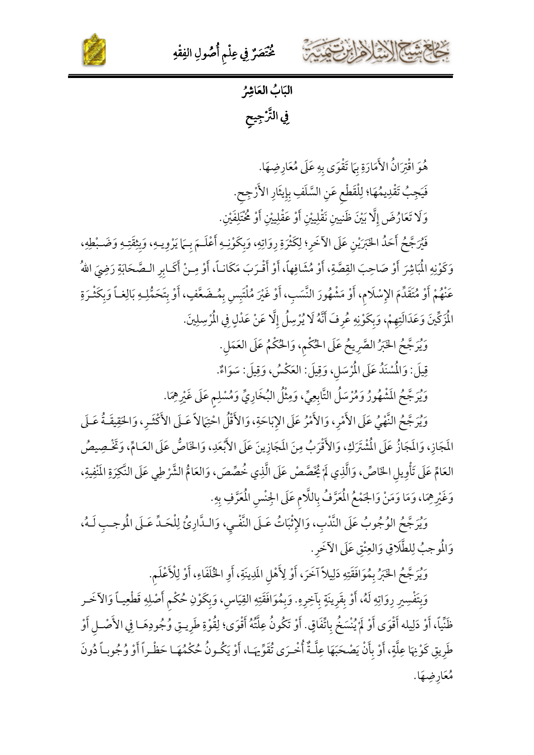## البَابُ العَاشِرُ
## فِي التَّرْجِيحِ

هُوَ اقْتِرَانُ الأَمَارَةِ بِمَا تَقْوَى بِهِ عَلَى مُعَارِضِهَا.

فَيَجِبُ تَقْدِيمُهَا؛ لِلْقَطْعِ عَنِ السَّلَفِ بِإِيثَارِ الأَرْجِحِ.

وَلَا تَعَارُضَ إِلَّا بَيْنَ ظَنِينِ نَقْلِيِيْنِ أَوْ عَقْلِيِيْنِ أَوْ مُخْتَلِفَيْنِ.

فَيُرَجَّحُ أَحَدُ الخَبَرَيْنِ عَلَى الآخَرِ؛ لِكَثْرَةِ رِوَاتِهِ، وَبِكَوْنِهِ أَعْلَمَ بِمَا يَرْوِيهِ، وَبِثِقَتِهِ وَضَبْطِهِ، وَكَوْنِهِ المُبَاشِرَ أَوْ صَاحِبَ القِصَّةِ، أَوْ مُشَافِهاً، أَوْ أَقْرَبَ مَكَاناً، أَوْ مِنْ أَكَابِرِ الصَّحَابَةِ رَضِيَ اللهُ عَنْهُمْ أَوْ مُتَقَدِّمَ الإِسْلَامِ، أَوْ مَشْهُورَ النَّسَبِ، أَوْ غَيْرَ مُلْتَبِسٍ بِمُضَعَّفٍ، أَوْ بِتَحَمُّلِهِ بَالِغاً وَبِكَثْرَةِ المُزَكِّينَ وَعَدَالَتِهِمْ، وَبِكَوْنِهِ عُرِفَ أَنَّهُ لَا يُرْسِلُ إِلَّا عَنْ عَدْلٍ فِي المُرْسِلِينَ.

وَيُرَجَّحُ الخَبَرُ الصَّرِيحُ عَلَى الحُكْمِ، وَالحُكْمُ عَلَى العَمَلِ.

قِيلَ: وَالمُسْنَدُ عَلَى المُرْسَلِ، وَقِيلَ: العَكْسُ، وَقِيلَ: سَوَاءٌ.

وَيُرَجَّحُ المَشْهُورُ وَمُرْسَلُ التَّابِعِيِّ، وَمِثْلُ البُخَارِيِّ وَمُسْلِمٍ عَلَى غَيْرِهِمَا.

وَيُرَجَّحُ النَّهْيُ عَلَى الأَمْرِ، وَالأَمْرُ عَلَى الإِبَاحَةِ، وَالأَقَلُّ احْتِمَالاً عَلَى الأَكْثَرِ، وَالحَقِيقَةُ عَلَى المَجَازِ، وَالمَجَازُ عَلَى المُشْتَرَكِ، وَالأَقْرَبُ مِنَ المَجَازِينَ عَلَى الأَبْعَدِ، وَالخَاصُّ عَلَى العَامِّ، وَتَخْصِيصُ العَامِّ عَلَى تَأْوِيلِ الخَاصِّ، وَالَّذِي لَمْ يُخَصَّصْ عَلَى الَّذِي خُصِّصَ، وَالعَامُّ الشَّرْطِي عَلَى النَّكِرَةِ المَنْفِيَةِ، وَغَيْرِهِمَا، وَمَا وَمَنْ وَالجَمْعُ المُعَرَّفُ بِاللَّامِ عَلَى الجِنْسِ المُعَرَّفِ بِهِ.

وَيُرَجَّحُ الوُجُوبُ عَلَى النَّدْبِ، وَالإِثْبَاتُ عَلَى النَّفْيِ، وَالدَّارِئُ لِلْحَدِّ عَلَى المُوجِبِ لَهُ، وَالمُوجِبُ لِلطَّلَاقِ وَالعِتْقِ عَلَى الآخَرِ.

وَيُرَجَّحُ الخَبَرُ بِمُوَافَقَتِهِ دَلِيلاً آخَرَ، أَوْ لِأَهْلِ المَدِينَةِ، أَوِ الخُلَفَاءِ، أَوْ لِلْأَعْلَمِ.

وَبِتَفْسِيرِ رِوَاتِهِ لَهُ، أَوْ بِقَرِينَةٍ بِآخِرِهِ. وَبِمُوَافَقَتِهِ القِيَاسِ، وَبِكَوْنِ حُكْمِ أَصْلِهِ قَطْعِياً وَالآخَرِ ظَنِّيًا، أَوْ دَلِيلِهِ أَقْوَى أَوْ لَمْ يُنْسَخْ بِاتِّفَاقٍ. أَوْ تَكُونُ عِلَّتُهُ أَقْوَى؛ لِقُوَّةِ طَرِيقِ وُجُودِهَا فِي الأَصْلِ أَوْ طَرِيقِ كَوْنِهَا عِلَّةٍ، أَوْ بِأَنْ يَصْحَبَهَا عِلَّةٌ أُخْرَى تُقَوِّيهَا، أَوْ يَكُونُ حُكْمُهَا حَظْراً أَوْ وُجُوباً دُونَ مُعَارِضِهَا.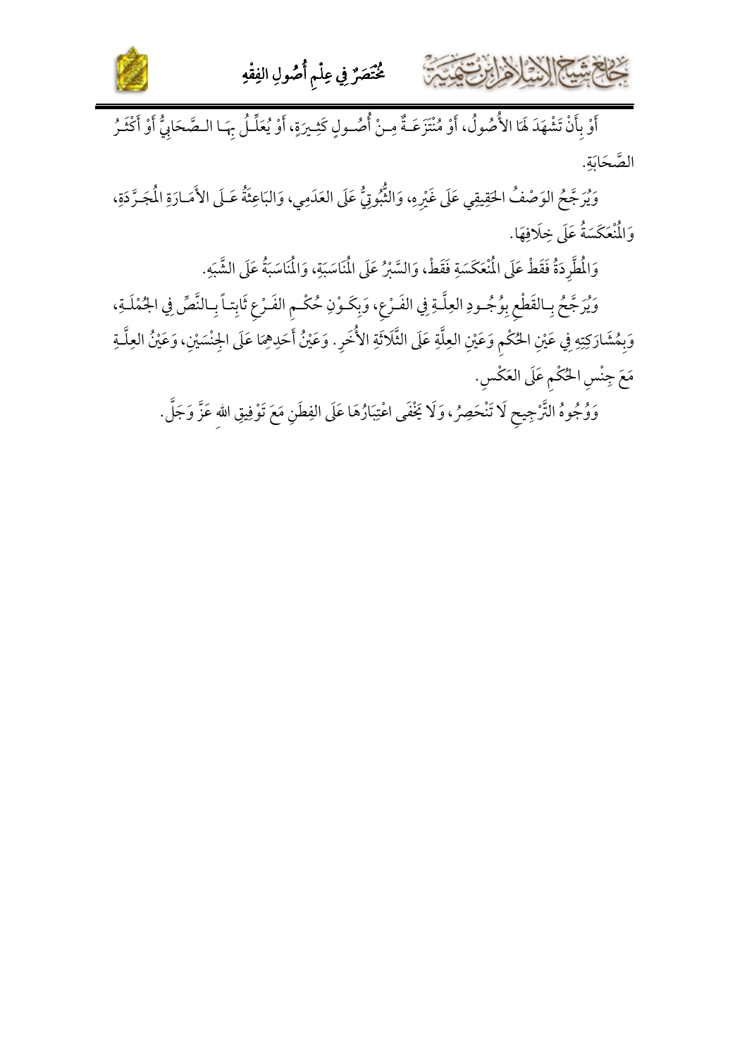أَوْ بِأَنْ تَشْهَدَ لَهَا الأُصُولُ، أَوْ مُنْتَزَعَةٌ مِنْ أُصُولٍ كَثِيرَةٍ، أَوْ يُعَلِّلُ بِهَا الصَّحَابِيُّ أَوْ أَكْثَرُ الصَّحَابَةِ.

وَيُرَجَّحُ الوَصْفُ الحَقِيقِي عَلَى غَيْرِهِ، وَالثُّبُوتِيُّ عَلَى العَدَمِي، وَالبَاعِثَةُ عَلَى الأَمَارَةِ الُمجَرَّدَةِ، وَالْمُنْعَكَسَةُ عَلَى خِلَافِهَا.

وَالُمطَّرِدَةُ فَقَطْ عَلَى الْمُنْعَكَسَةِ فَقَطْ، وَالسَّبْرُ عَلَى الُمنَاسَبَةِ، وَالُمنَاسَبَةُ عَلَى الشَّبَهِ.

وَيُرَجَّحُ بِالقَطْعِ بِوُجُودِ العِلَّةِ فِي الفَرْعِ، وَبِكَوْنِ حُكْمِ الفَرْعِ ثَابِتاً بِالنَّصِّ فِي الجُمْلَةِ، وَبِمُشَارَكَتِهِ فِي عَيْنِ الحُكْمِ وَعَيْنِ العِلَّةِ عَلَى الثَّلَاثَةِ الأُخَرِ. وَعَيْنُ أَحَدِهِمَا عَلَى الجِنْسَيْنِ، وَعَيْنُ العِلَّةِ مَعَ جِنْسِ الحُكْمِ عَلَى العَكْسِ.

وَوُجُوهُ التَّرْجِيحِ لَا تَنْحَصِرُ، وَلَا يَخْفَى اعْتِبَارُهَا عَلَى الفِطَنِ مَعَ تَوْفِيقِ اللهِ عَزَّ وَجَلَّ.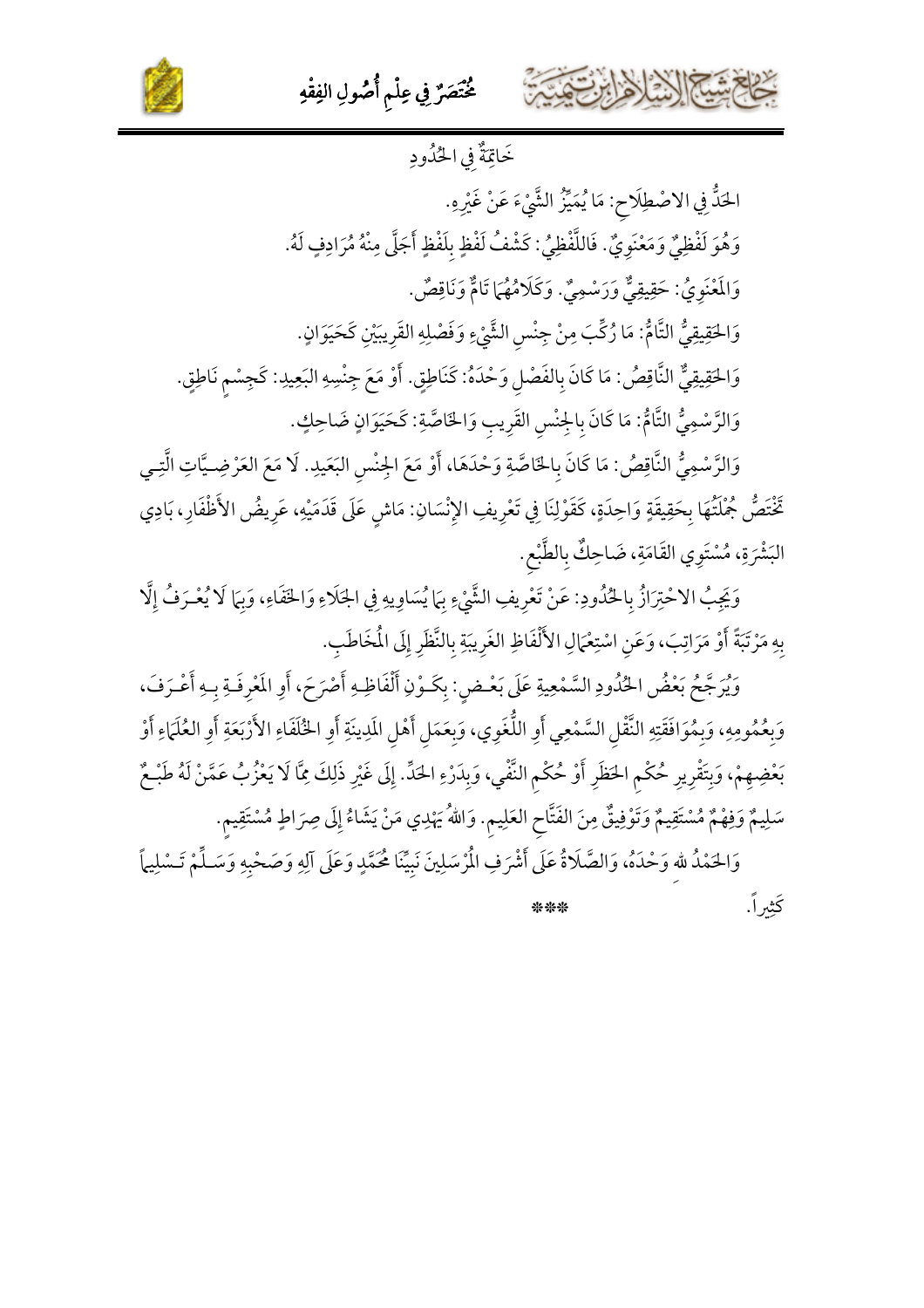## خَاتِمَةٌ فِي الحُدُودِ

الحَدُّ فِي الاصْطِلَاحِ: مَا يُمَيِّزُ الشَّيْءَ عَنْ غَيْرِهِ.

وَهُوَ لَفْظِيٌّ وَمَعْنَوِيٌّ. فَاللَّفْظِيُّ: كَشْفُ لَفْظٍ بِلَفْظٍ أَجَلَّى مِنْهُ مُرَادِفٍ لَهُ.

وَالمَعْنَوِيُّ: حَقِيقِيٌّ وَرَسْمِيٌّ. وَكَلَاهُمَا تَامٌّ وَنَاقِصٌ.

وَالحَقِيقِيُّ التَّامُّ: مَا رُكِّبَ مِنْ جِنْسِ الشَّيْءِ وَفَصْلِهِ القَرِيبَيْنِ كَحَيَوَانٍ.

وَالحَقِيقِيُّ النَّاقِصُ: مَا كَانَ بِالفَصْلِ وَحْدَهُ: كَنَاطِقٍ. أَوْ مَعَ جِنْسِهِ البَعِيدِ: كَجِسْمٍ نَاطِقٍ.

وَالرَّسْمِيُّ التَّامُّ: مَا كَانَ بِالجِنْسِ القَرِيبِ وَالخَاصَّةِ: كَحَيَوَانٍ ضَاحِكٍ.

وَالرَّسْمِيُّ النَّاقِصُ: مَا كَانَ بِالخَاصَّةِ وَحْدَهَا، أَوْ مَعَ الجِنْسِ البَعِيدِ. لَا مَعَ العَرْضِيَّاتِ الَّتِي تَخْتَصُّ جُمْلَتُهَا بِحَقِيقَةٍ وَاحِدَةٍ، كَقَوْلِنَا فِي تَعْرِيفِ الإِنْسَانِ: مَاشٍ عَلَى قَدَمَيْهِ، عَرِيضُ الأَظْفَارِ، بَادِي البَشْرَةِ، مُسْتَوِي القَامَةِ، ضَاحِكٌ بِالطَّبْعِ.

وَيَجِبُ الاحْتِرَازُ بِالحُدُودِ: عَنْ تَعْرِيفِ الشَّيْءِ بِمَا يُسَاوِيهِ فِي الجَلَاءِ وَالخَفَاءِ، وَبِمَا لَا يُعْرَفُ إِلَّا بِهِ مَرْتَبَةً أَوْ مَرَاتِبَ، وَعَنِ اسْتِعْمَالِ الأَلْفَاظِ الغَرِيبَةِ بِالنَّظَرِ إِلَى المُخَاطَبِ.

وَيُرَجَّحُ بَعْضُ الحُدُودِ السَّمْعِيَةِ عَلَى بَعْضٍ: بِكَوْنِ أَلْفَاظِهِ أَصْرَحَ، أَوِ المَعْرِفَةِ بِهِ أَعْرَفَ، وَبِعُمُومِهِ، وَبِمُوَافَقَتِهِ النَّقْلِ السَّمْعِي أَوِ اللُّغَوِي، وَبِعَمَلِ أَهْلِ المَدِينَةِ أَوِ الخُلَفَاءِ الأَرْبَعَةِ أَوِ العُلَمَاءِ أَوْ بَعْضِهِمْ، وَبِتَقْرِيرِ حُكْمِ الحَظَرِ أَوْ حُكْمِ النَّفْيِ، وَبِدَرْءِ الحَدِّ. إِلَى غَيْرِ ذَلِكَ مِمَّا لَا يَعْزُبُ عَمَّنْ لَهُ طَبْعٌ سَلِيمٌ وَفِهْمٌ مُسْتَقِيمٌ وَتَوْفِيقٌ مِنَ الفَتَّاحِ العَلِيمِ. وَاللهُ يَهْدِي مَنْ يَشَاءُ إِلَى صِرَاطٍ مُسْتَقِيمٍ.

وَالحَمْدُ للهِ وَحْدَهُ، وَالصَّلَاةُ عَلَى أَشْرَفِ المُرْسَلِينَ نَبِيِّنَا مُحَمَّدٍ وَعَلَى آلِهِ وَصَحْبِهِ وَسَلِّمْ تَسْلِيماً كَثِيراً.

***